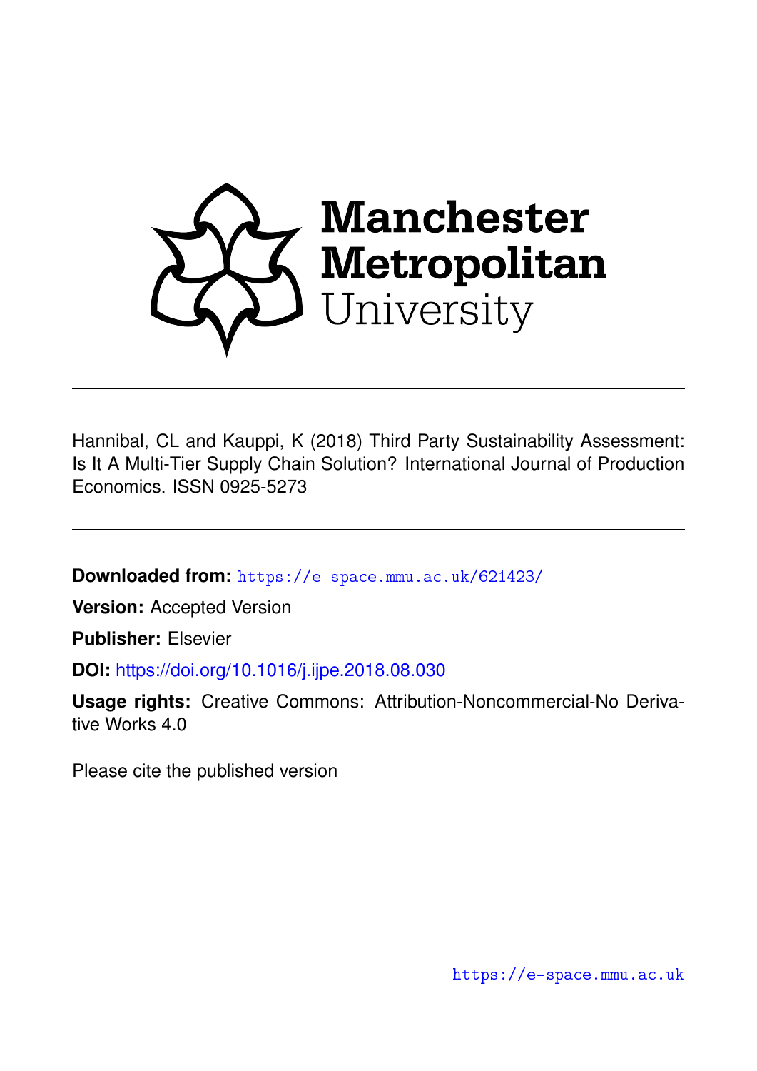# Manchester Metropolitan University

Hannibal, CL and Kauppi, K (2018) Third Party Sustainability Assessment: Is It A Multi-Tier Supply Chain Solution? International Journal of Production Economics. ISSN 0925-5273

---

**Downloaded from:** https://e-space.mmu.ac.uk/621423/

**Version:** Accepted Version

**Publisher:** Elsevier

**DOI:** https://doi.org/10.1016/j.ijpe.2018.08.030

**Usage rights:** Creative Commons: Attribution-Noncommercial-No Derivative Works 4.0

Please cite the published version

https://e-space.mmu.ac.uk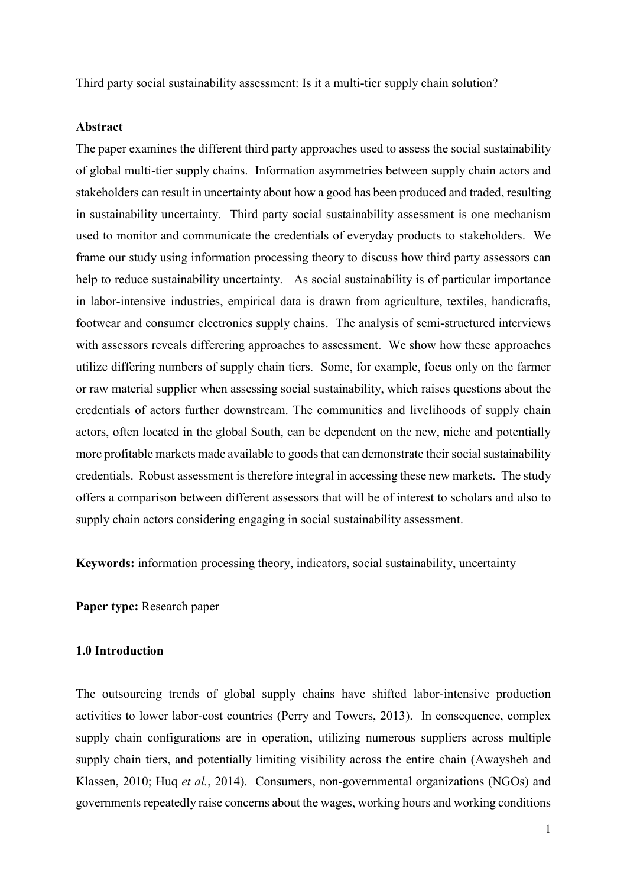Third party social sustainability assessment: Is it a multi-tier supply chain solution?

**Abstract**

The paper examines the different third party approaches used to assess the social sustainability of global multi-tier supply chains. Information asymmetries between supply chain actors and stakeholders can result in uncertainty about how a good has been produced and traded, resulting in sustainability uncertainty. Third party social sustainability assessment is one mechanism used to monitor and communicate the credentials of everyday products to stakeholders. We frame our study using information processing theory to discuss how third party assessors can help to reduce sustainability uncertainty. As social sustainability is of particular importance in labor-intensive industries, empirical data is drawn from agriculture, textiles, handicrafts, footwear and consumer electronics supply chains. The analysis of semi-structured interviews with assessors reveals differering approaches to assessment. We show how these approaches utilize differing numbers of supply chain tiers. Some, for example, focus only on the farmer or raw material supplier when assessing social sustainability, which raises questions about the credentials of actors further downstream. The communities and livelihoods of supply chain actors, often located in the global South, can be dependent on the new, niche and potentially more profitable markets made available to goods that can demonstrate their social sustainability credentials. Robust assessment is therefore integral in accessing these new markets. The study offers a comparison between different assessors that will be of interest to scholars and also to supply chain actors considering engaging in social sustainability assessment.

**Keywords:** information processing theory, indicators, social sustainability, uncertainty

**Paper type:** Research paper

## 1.0 Introduction

The outsourcing trends of global supply chains have shifted labor-intensive production activities to lower labor-cost countries (Perry and Towers, 2013). In consequence, complex supply chain configurations are in operation, utilizing numerous suppliers across multiple supply chain tiers, and potentially limiting visibility across the entire chain (Awaysheh and Klassen, 2010; Huq *et al.*, 2014). Consumers, non-governmental organizations (NGOs) and governments repeatedly raise concerns about the wages, working hours and working conditions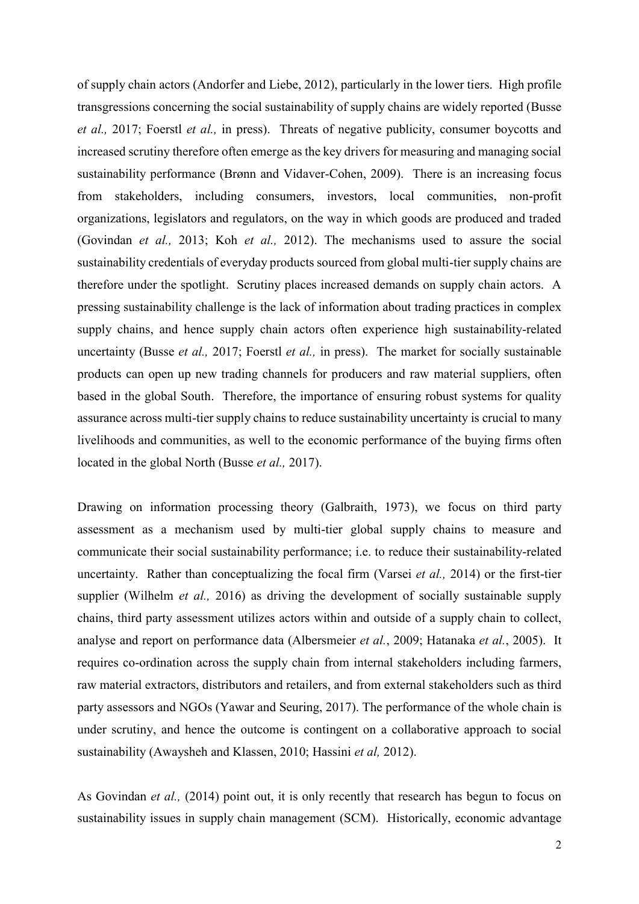of supply chain actors (Andorfer and Liebe, 2012), particularly in the lower tiers. High profile transgressions concerning the social sustainability of supply chains are widely reported (Busse *et al.,* 2017; Foerstl *et al.,* in press). Threats of negative publicity, consumer boycotts and increased scrutiny therefore often emerge as the key drivers for measuring and managing social sustainability performance (Brønn and Vidaver-Cohen, 2009). There is an increasing focus from stakeholders, including consumers, investors, local communities, non-profit organizations, legislators and regulators, on the way in which goods are produced and traded (Govindan *et al.,* 2013; Koh *et al.,* 2012). The mechanisms used to assure the social sustainability credentials of everyday products sourced from global multi-tier supply chains are therefore under the spotlight. Scrutiny places increased demands on supply chain actors. A pressing sustainability challenge is the lack of information about trading practices in complex supply chains, and hence supply chain actors often experience high sustainability-related uncertainty (Busse *et al.,* 2017; Foerstl *et al.,* in press). The market for socially sustainable products can open up new trading channels for producers and raw material suppliers, often based in the global South. Therefore, the importance of ensuring robust systems for quality assurance across multi-tier supply chains to reduce sustainability uncertainty is crucial to many livelihoods and communities, as well to the economic performance of the buying firms often located in the global North (Busse *et al.,* 2017).

Drawing on information processing theory (Galbraith, 1973), we focus on third party assessment as a mechanism used by multi-tier global supply chains to measure and communicate their social sustainability performance; i.e. to reduce their sustainability-related uncertainty. Rather than conceptualizing the focal firm (Varsei *et al.,* 2014) or the first-tier supplier (Wilhelm *et al.,* 2016) as driving the development of socially sustainable supply chains, third party assessment utilizes actors within and outside of a supply chain to collect, analyse and report on performance data (Albersmeier *et al.*, 2009; Hatanaka *et al.*, 2005). It requires co-ordination across the supply chain from internal stakeholders including farmers, raw material extractors, distributors and retailers, and from external stakeholders such as third party assessors and NGOs (Yawar and Seuring, 2017). The performance of the whole chain is under scrutiny, and hence the outcome is contingent on a collaborative approach to social sustainability (Awaysheh and Klassen, 2010; Hassini *et al,* 2012).

As Govindan *et al.,* (2014) point out, it is only recently that research has begun to focus on sustainability issues in supply chain management (SCM). Historically, economic advantage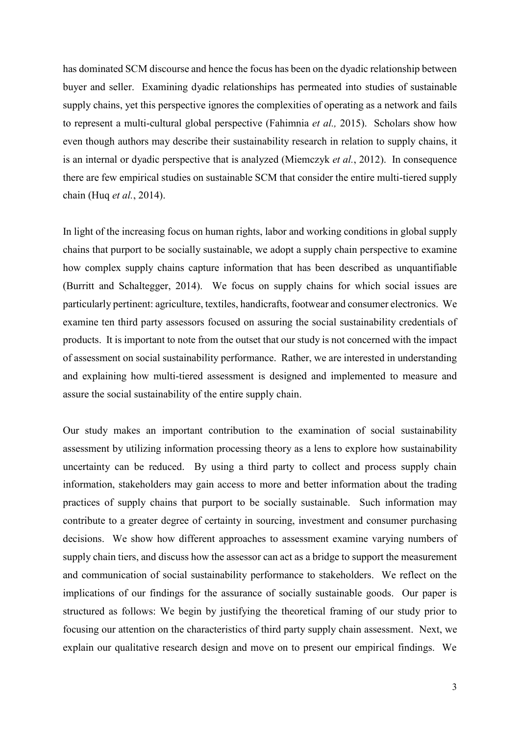has dominated SCM discourse and hence the focus has been on the dyadic relationship between buyer and seller. Examining dyadic relationships has permeated into studies of sustainable supply chains, yet this perspective ignores the complexities of operating as a network and fails to represent a multi-cultural global perspective (Fahimnia *et al.,* 2015). Scholars show how even though authors may describe their sustainability research in relation to supply chains, it is an internal or dyadic perspective that is analyzed (Miemczyk *et al.*, 2012). In consequence there are few empirical studies on sustainable SCM that consider the entire multi-tiered supply chain (Huq *et al.*, 2014).

In light of the increasing focus on human rights, labor and working conditions in global supply chains that purport to be socially sustainable, we adopt a supply chain perspective to examine how complex supply chains capture information that has been described as unquantifiable (Burritt and Schaltegger, 2014). We focus on supply chains for which social issues are particularly pertinent: agriculture, textiles, handicrafts, footwear and consumer electronics. We examine ten third party assessors focused on assuring the social sustainability credentials of products. It is important to note from the outset that our study is not concerned with the impact of assessment on social sustainability performance. Rather, we are interested in understanding and explaining how multi-tiered assessment is designed and implemented to measure and assure the social sustainability of the entire supply chain.

Our study makes an important contribution to the examination of social sustainability assessment by utilizing information processing theory as a lens to explore how sustainability uncertainty can be reduced. By using a third party to collect and process supply chain information, stakeholders may gain access to more and better information about the trading practices of supply chains that purport to be socially sustainable. Such information may contribute to a greater degree of certainty in sourcing, investment and consumer purchasing decisions. We show how different approaches to assessment examine varying numbers of supply chain tiers, and discuss how the assessor can act as a bridge to support the measurement and communication of social sustainability performance to stakeholders. We reflect on the implications of our findings for the assurance of socially sustainable goods. Our paper is structured as follows: We begin by justifying the theoretical framing of our study prior to focusing our attention on the characteristics of third party supply chain assessment. Next, we explain our qualitative research design and move on to present our empirical findings. We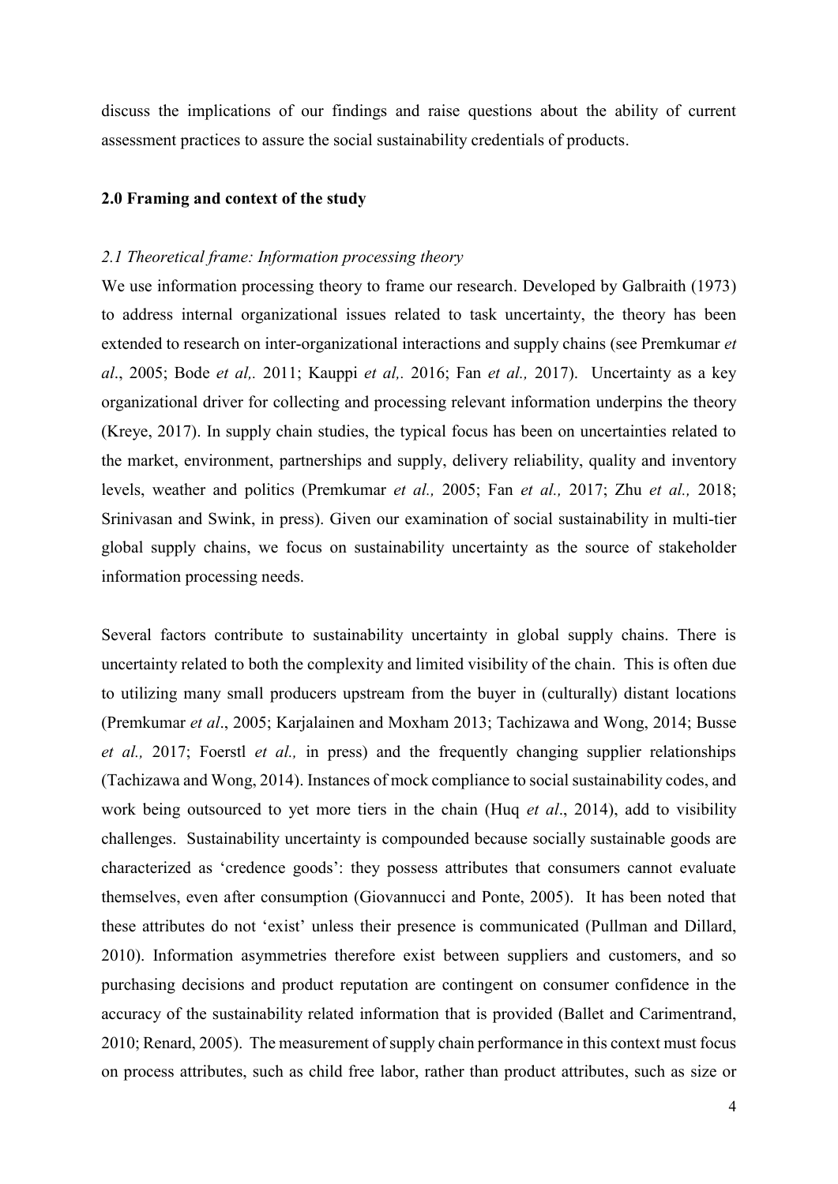discuss the implications of our findings and raise questions about the ability of current assessment practices to assure the social sustainability credentials of products.

## 2.0 Framing and context of the study

### *2.1 Theoretical frame: Information processing theory*

We use information processing theory to frame our research. Developed by Galbraith (1973) to address internal organizational issues related to task uncertainty, the theory has been extended to research on inter-organizational interactions and supply chains (see Premkumar *et al*., 2005; Bode *et al,.* 2011; Kauppi *et al,.* 2016; Fan *et al.,* 2017). Uncertainty as a key organizational driver for collecting and processing relevant information underpins the theory (Kreye, 2017). In supply chain studies, the typical focus has been on uncertainties related to the market, environment, partnerships and supply, delivery reliability, quality and inventory levels, weather and politics (Premkumar *et al.,* 2005; Fan *et al.,* 2017; Zhu *et al.,* 2018; Srinivasan and Swink, in press). Given our examination of social sustainability in multi-tier global supply chains, we focus on sustainability uncertainty as the source of stakeholder information processing needs.

Several factors contribute to sustainability uncertainty in global supply chains. There is uncertainty related to both the complexity and limited visibility of the chain. This is often due to utilizing many small producers upstream from the buyer in (culturally) distant locations (Premkumar *et al*., 2005; Karjalainen and Moxham 2013; Tachizawa and Wong, 2014; Busse *et al.,* 2017; Foerstl *et al.,* in press) and the frequently changing supplier relationships (Tachizawa and Wong, 2014). Instances of mock compliance to social sustainability codes, and work being outsourced to yet more tiers in the chain (Huq *et al*., 2014), add to visibility challenges. Sustainability uncertainty is compounded because socially sustainable goods are characterized as 'credence goods': they possess attributes that consumers cannot evaluate themselves, even after consumption (Giovannucci and Ponte, 2005). It has been noted that these attributes do not 'exist' unless their presence is communicated (Pullman and Dillard, 2010). Information asymmetries therefore exist between suppliers and customers, and so purchasing decisions and product reputation are contingent on consumer confidence in the accuracy of the sustainability related information that is provided (Ballet and Carimentrand, 2010; Renard, 2005). The measurement of supply chain performance in this context must focus on process attributes, such as child free labor, rather than product attributes, such as size or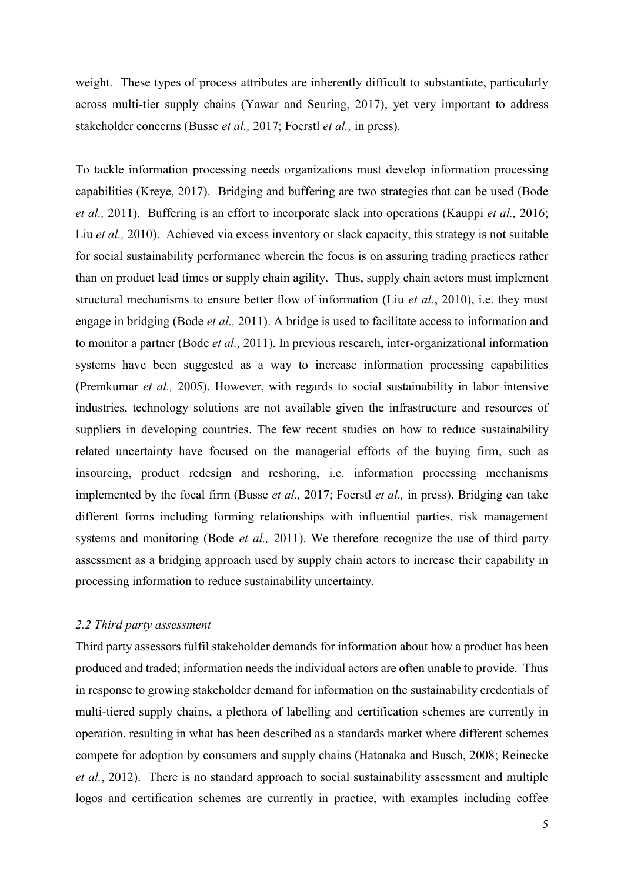weight. These types of process attributes are inherently difficult to substantiate, particularly across multi-tier supply chains (Yawar and Seuring, 2017), yet very important to address stakeholder concerns (Busse *et al.,* 2017; Foerstl *et al.,* in press).

To tackle information processing needs organizations must develop information processing capabilities (Kreye, 2017). Bridging and buffering are two strategies that can be used (Bode *et al.,* 2011). Buffering is an effort to incorporate slack into operations (Kauppi *et al.,* 2016; Liu *et al.,* 2010). Achieved via excess inventory or slack capacity, this strategy is not suitable for social sustainability performance wherein the focus is on assuring trading practices rather than on product lead times or supply chain agility. Thus, supply chain actors must implement structural mechanisms to ensure better flow of information (Liu *et al.*, 2010), i.e. they must engage in bridging (Bode *et al.,* 2011). A bridge is used to facilitate access to information and to monitor a partner (Bode *et al.,* 2011). In previous research, inter-organizational information systems have been suggested as a way to increase information processing capabilities (Premkumar *et al.,* 2005). However, with regards to social sustainability in labor intensive industries, technology solutions are not available given the infrastructure and resources of suppliers in developing countries. The few recent studies on how to reduce sustainability related uncertainty have focused on the managerial efforts of the buying firm, such as insourcing, product redesign and reshoring, i.e. information processing mechanisms implemented by the focal firm (Busse *et al.,* 2017; Foerstl *et al.,* in press). Bridging can take different forms including forming relationships with influential parties, risk management systems and monitoring (Bode *et al.,* 2011). We therefore recognize the use of third party assessment as a bridging approach used by supply chain actors to increase their capability in processing information to reduce sustainability uncertainty.

### *2.2 Third party assessment*

Third party assessors fulfil stakeholder demands for information about how a product has been produced and traded; information needs the individual actors are often unable to provide. Thus in response to growing stakeholder demand for information on the sustainability credentials of multi-tiered supply chains, a plethora of labelling and certification schemes are currently in operation, resulting in what has been described as a standards market where different schemes compete for adoption by consumers and supply chains (Hatanaka and Busch, 2008; Reinecke *et al.*, 2012). There is no standard approach to social sustainability assessment and multiple logos and certification schemes are currently in practice, with examples including coffee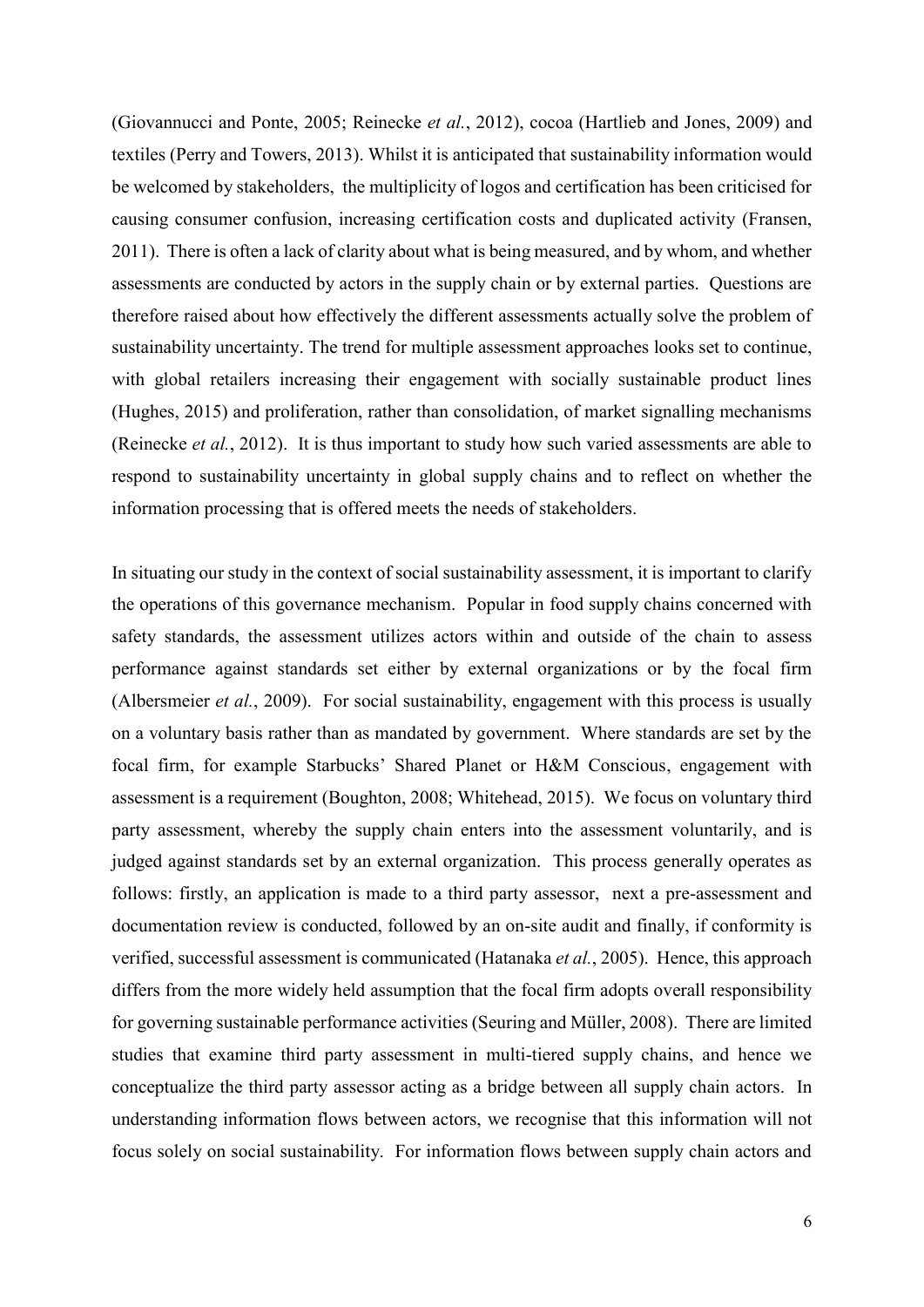(Giovannucci and Ponte, 2005; Reinecke *et al.*, 2012), cocoa (Hartlieb and Jones, 2009) and textiles (Perry and Towers, 2013). Whilst it is anticipated that sustainability information would be welcomed by stakeholders, the multiplicity of logos and certification has been criticised for causing consumer confusion, increasing certification costs and duplicated activity (Fransen, 2011). There is often a lack of clarity about what is being measured, and by whom, and whether assessments are conducted by actors in the supply chain or by external parties. Questions are therefore raised about how effectively the different assessments actually solve the problem of sustainability uncertainty. The trend for multiple assessment approaches looks set to continue, with global retailers increasing their engagement with socially sustainable product lines (Hughes, 2015) and proliferation, rather than consolidation, of market signalling mechanisms (Reinecke *et al.*, 2012). It is thus important to study how such varied assessments are able to respond to sustainability uncertainty in global supply chains and to reflect on whether the information processing that is offered meets the needs of stakeholders.

In situating our study in the context of social sustainability assessment, it is important to clarify the operations of this governance mechanism. Popular in food supply chains concerned with safety standards, the assessment utilizes actors within and outside of the chain to assess performance against standards set either by external organizations or by the focal firm (Albersmeier *et al.*, 2009). For social sustainability, engagement with this process is usually on a voluntary basis rather than as mandated by government. Where standards are set by the focal firm, for example Starbucks' Shared Planet or H&M Conscious, engagement with assessment is a requirement (Boughton, 2008; Whitehead, 2015). We focus on voluntary third party assessment, whereby the supply chain enters into the assessment voluntarily, and is judged against standards set by an external organization. This process generally operates as follows: firstly, an application is made to a third party assessor, next a pre-assessment and documentation review is conducted, followed by an on-site audit and finally, if conformity is verified, successful assessment is communicated (Hatanaka *et al.*, 2005). Hence, this approach differs from the more widely held assumption that the focal firm adopts overall responsibility for governing sustainable performance activities (Seuring and Müller, 2008). There are limited studies that examine third party assessment in multi-tiered supply chains, and hence we conceptualize the third party assessor acting as a bridge between all supply chain actors. In understanding information flows between actors, we recognise that this information will not focus solely on social sustainability. For information flows between supply chain actors and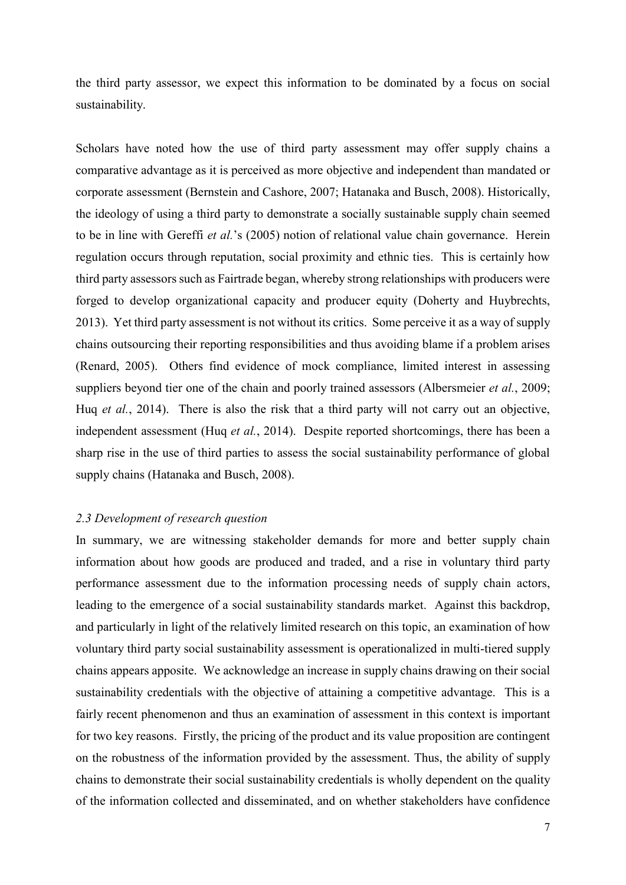the third party assessor, we expect this information to be dominated by a focus on social sustainability.

Scholars have noted how the use of third party assessment may offer supply chains a comparative advantage as it is perceived as more objective and independent than mandated or corporate assessment (Bernstein and Cashore, 2007; Hatanaka and Busch, 2008). Historically, the ideology of using a third party to demonstrate a socially sustainable supply chain seemed to be in line with Gereffi *et al.*'s (2005) notion of relational value chain governance. Herein regulation occurs through reputation, social proximity and ethnic ties. This is certainly how third party assessors such as Fairtrade began, whereby strong relationships with producers were forged to develop organizational capacity and producer equity (Doherty and Huybrechts, 2013). Yet third party assessment is not without its critics. Some perceive it as a way of supply chains outsourcing their reporting responsibilities and thus avoiding blame if a problem arises (Renard, 2005). Others find evidence of mock compliance, limited interest in assessing suppliers beyond tier one of the chain and poorly trained assessors (Albersmeier *et al.*, 2009; Huq *et al.*, 2014). There is also the risk that a third party will not carry out an objective, independent assessment (Huq *et al.*, 2014). Despite reported shortcomings, there has been a sharp rise in the use of third parties to assess the social sustainability performance of global supply chains (Hatanaka and Busch, 2008).

### *2.3 Development of research question*

In summary, we are witnessing stakeholder demands for more and better supply chain information about how goods are produced and traded, and a rise in voluntary third party performance assessment due to the information processing needs of supply chain actors, leading to the emergence of a social sustainability standards market. Against this backdrop, and particularly in light of the relatively limited research on this topic, an examination of how voluntary third party social sustainability assessment is operationalized in multi-tiered supply chains appears apposite. We acknowledge an increase in supply chains drawing on their social sustainability credentials with the objective of attaining a competitive advantage. This is a fairly recent phenomenon and thus an examination of assessment in this context is important for two key reasons. Firstly, the pricing of the product and its value proposition are contingent on the robustness of the information provided by the assessment. Thus, the ability of supply chains to demonstrate their social sustainability credentials is wholly dependent on the quality of the information collected and disseminated, and on whether stakeholders have confidence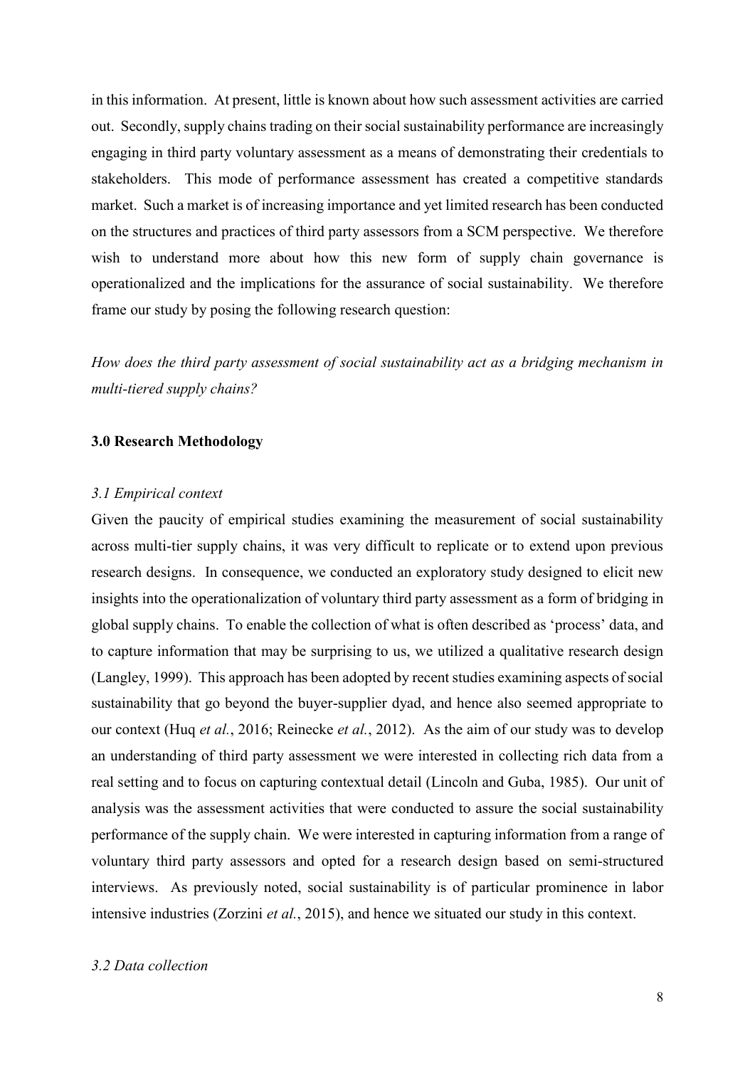in this information. At present, little is known about how such assessment activities are carried out. Secondly, supply chains trading on their social sustainability performance are increasingly engaging in third party voluntary assessment as a means of demonstrating their credentials to stakeholders. This mode of performance assessment has created a competitive standards market. Such a market is of increasing importance and yet limited research has been conducted on the structures and practices of third party assessors from a SCM perspective. We therefore wish to understand more about how this new form of supply chain governance is operationalized and the implications for the assurance of social sustainability. We therefore frame our study by posing the following research question:

*How does the third party assessment of social sustainability act as a bridging mechanism in multi-tiered supply chains?*

## 3.0 Research Methodology

### *3.1 Empirical context*

Given the paucity of empirical studies examining the measurement of social sustainability across multi-tier supply chains, it was very difficult to replicate or to extend upon previous research designs. In consequence, we conducted an exploratory study designed to elicit new insights into the operationalization of voluntary third party assessment as a form of bridging in global supply chains. To enable the collection of what is often described as 'process' data, and to capture information that may be surprising to us, we utilized a qualitative research design (Langley, 1999). This approach has been adopted by recent studies examining aspects of social sustainability that go beyond the buyer-supplier dyad, and hence also seemed appropriate to our context (Huq *et al.*, 2016; Reinecke *et al.*, 2012). As the aim of our study was to develop an understanding of third party assessment we were interested in collecting rich data from a real setting and to focus on capturing contextual detail (Lincoln and Guba, 1985). Our unit of analysis was the assessment activities that were conducted to assure the social sustainability performance of the supply chain. We were interested in capturing information from a range of voluntary third party assessors and opted for a research design based on semi-structured interviews. As previously noted, social sustainability is of particular prominence in labor intensive industries (Zorzini *et al.*, 2015), and hence we situated our study in this context.

### *3.2 Data collection*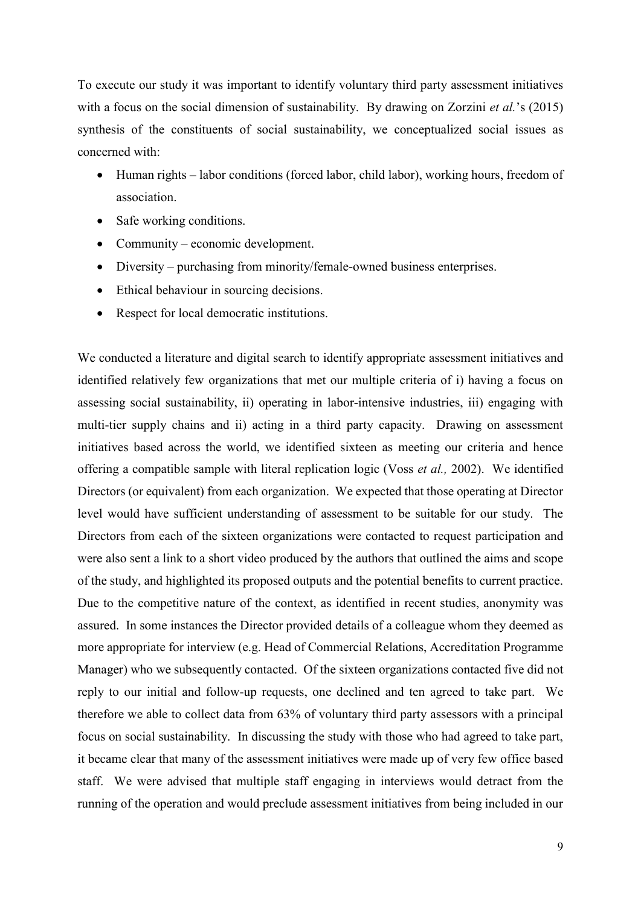To execute our study it was important to identify voluntary third party assessment initiatives with a focus on the social dimension of sustainability. By drawing on Zorzini *et al.*'s (2015) synthesis of the constituents of social sustainability, we conceptualized social issues as concerned with:

- Human rights – labor conditions (forced labor, child labor), working hours, freedom of association.
- Safe working conditions.
- Community – economic development.
- Diversity – purchasing from minority/female-owned business enterprises.
- Ethical behaviour in sourcing decisions.
- Respect for local democratic institutions.

We conducted a literature and digital search to identify appropriate assessment initiatives and identified relatively few organizations that met our multiple criteria of i) having a focus on assessing social sustainability, ii) operating in labor-intensive industries, iii) engaging with multi-tier supply chains and ii) acting in a third party capacity. Drawing on assessment initiatives based across the world, we identified sixteen as meeting our criteria and hence offering a compatible sample with literal replication logic (Voss *et al.,* 2002). We identified Directors (or equivalent) from each organization. We expected that those operating at Director level would have sufficient understanding of assessment to be suitable for our study. The Directors from each of the sixteen organizations were contacted to request participation and were also sent a link to a short video produced by the authors that outlined the aims and scope of the study, and highlighted its proposed outputs and the potential benefits to current practice. Due to the competitive nature of the context, as identified in recent studies, anonymity was assured. In some instances the Director provided details of a colleague whom they deemed as more appropriate for interview (e.g. Head of Commercial Relations, Accreditation Programme Manager) who we subsequently contacted. Of the sixteen organizations contacted five did not reply to our initial and follow-up requests, one declined and ten agreed to take part. We therefore we able to collect data from 63% of voluntary third party assessors with a principal focus on social sustainability. In discussing the study with those who had agreed to take part, it became clear that many of the assessment initiatives were made up of very few office based staff. We were advised that multiple staff engaging in interviews would detract from the running of the operation and would preclude assessment initiatives from being included in our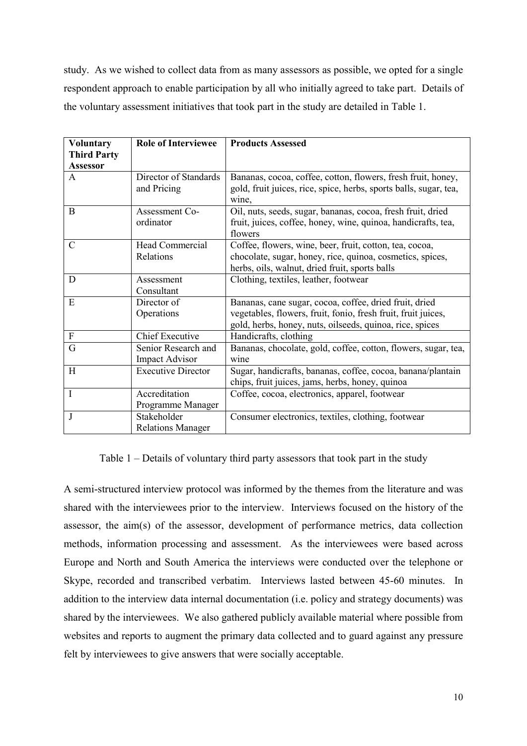study. As we wished to collect data from as many assessors as possible, we opted for a single respondent approach to enable participation by all who initially agreed to take part. Details of the voluntary assessment initiatives that took part in the study are detailed in Table 1.

| Voluntary Third Party Assessor | Role of Interviewee | Products Assessed |
|---|---|---|
| A | Director of Standards and Pricing | Bananas, cocoa, coffee, cotton, flowers, fresh fruit, honey, gold, fruit juices, rice, spice, herbs, sports balls, sugar, tea, wine, |
| B | Assessment Co-ordinator | Oil, nuts, seeds, sugar, bananas, cocoa, fresh fruit, dried fruit, juices, coffee, honey, wine, quinoa, handicrafts, tea, flowers |
| C | Head Commercial Relations | Coffee, flowers, wine, beer, fruit, cotton, tea, cocoa, chocolate, sugar, honey, rice, quinoa, cosmetics, spices, herbs, oils, walnut, dried fruit, sports balls |
| D | Assessment Consultant | Clothing, textiles, leather, footwear |
| E | Director of Operations | Bananas, cane sugar, cocoa, coffee, dried fruit, dried vegetables, flowers, fruit, fonio, fresh fruit, fruit juices, gold, herbs, honey, nuts, oilseeds, quinoa, rice, spices |
| F | Chief Executive | Handicrafts, clothing |
| G | Senior Research and Impact Advisor | Bananas, chocolate, gold, coffee, cotton, flowers, sugar, tea, wine |
| H | Executive Director | Sugar, handicrafts, bananas, coffee, cocoa, banana/plantain chips, fruit juices, jams, herbs, honey, quinoa |
| I | Accreditation Programme Manager | Coffee, cocoa, electronics, apparel, footwear |
| J | Stakeholder Relations Manager | Consumer electronics, textiles, clothing, footwear |

Table 1 – Details of voluntary third party assessors that took part in the study

A semi-structured interview protocol was informed by the themes from the literature and was shared with the interviewees prior to the interview. Interviews focused on the history of the assessor, the aim(s) of the assessor, development of performance metrics, data collection methods, information processing and assessment. As the interviewees were based across Europe and North and South America the interviews were conducted over the telephone or Skype, recorded and transcribed verbatim. Interviews lasted between 45-60 minutes. In addition to the interview data internal documentation (i.e. policy and strategy documents) was shared by the interviewees. We also gathered publicly available material where possible from websites and reports to augment the primary data collected and to guard against any pressure felt by interviewees to give answers that were socially acceptable.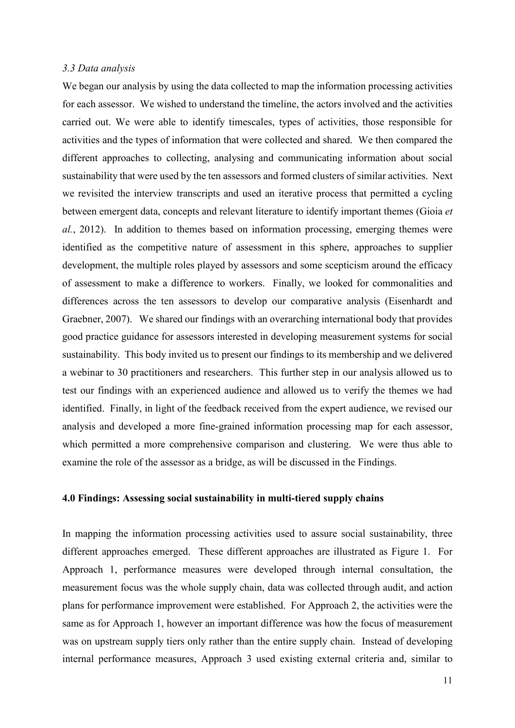### *3.3 Data analysis*

We began our analysis by using the data collected to map the information processing activities for each assessor. We wished to understand the timeline, the actors involved and the activities carried out. We were able to identify timescales, types of activities, those responsible for activities and the types of information that were collected and shared. We then compared the different approaches to collecting, analysing and communicating information about social sustainability that were used by the ten assessors and formed clusters of similar activities. Next we revisited the interview transcripts and used an iterative process that permitted a cycling between emergent data, concepts and relevant literature to identify important themes (Gioia *et al.*, 2012). In addition to themes based on information processing, emerging themes were identified as the competitive nature of assessment in this sphere, approaches to supplier development, the multiple roles played by assessors and some scepticism around the efficacy of assessment to make a difference to workers. Finally, we looked for commonalities and differences across the ten assessors to develop our comparative analysis (Eisenhardt and Graebner, 2007). We shared our findings with an overarching international body that provides good practice guidance for assessors interested in developing measurement systems for social sustainability. This body invited us to present our findings to its membership and we delivered a webinar to 30 practitioners and researchers. This further step in our analysis allowed us to test our findings with an experienced audience and allowed us to verify the themes we had identified. Finally, in light of the feedback received from the expert audience, we revised our analysis and developed a more fine-grained information processing map for each assessor, which permitted a more comprehensive comparison and clustering. We were thus able to examine the role of the assessor as a bridge, as will be discussed in the Findings.

## 4.0 Findings: Assessing social sustainability in multi-tiered supply chains

In mapping the information processing activities used to assure social sustainability, three different approaches emerged. These different approaches are illustrated as Figure 1. For Approach 1, performance measures were developed through internal consultation, the measurement focus was the whole supply chain, data was collected through audit, and action plans for performance improvement were established. For Approach 2, the activities were the same as for Approach 1, however an important difference was how the focus of measurement was on upstream supply tiers only rather than the entire supply chain. Instead of developing internal performance measures, Approach 3 used existing external criteria and, similar to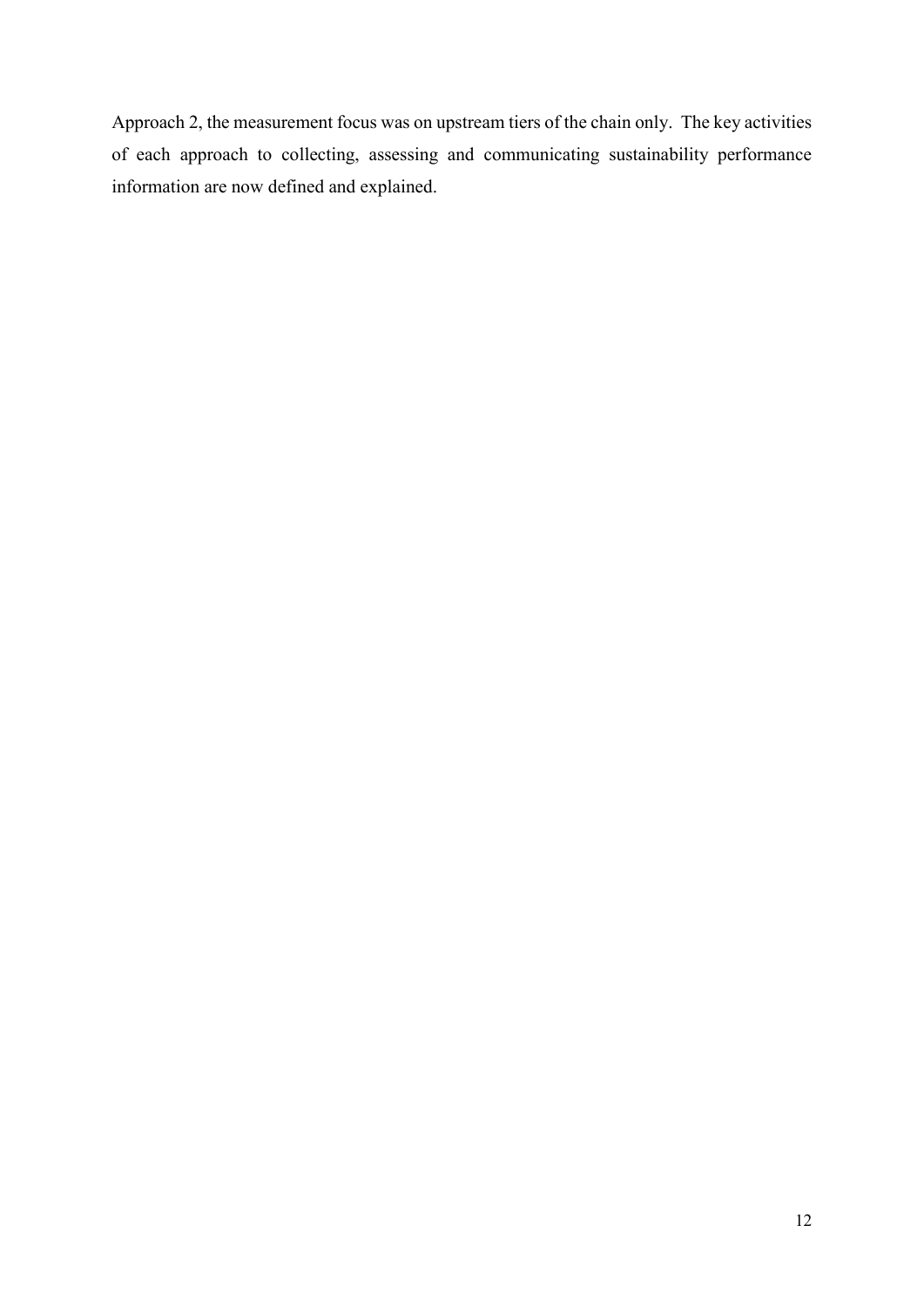Approach 2, the measurement focus was on upstream tiers of the chain only. The key activities of each approach to collecting, assessing and communicating sustainability performance information are now defined and explained.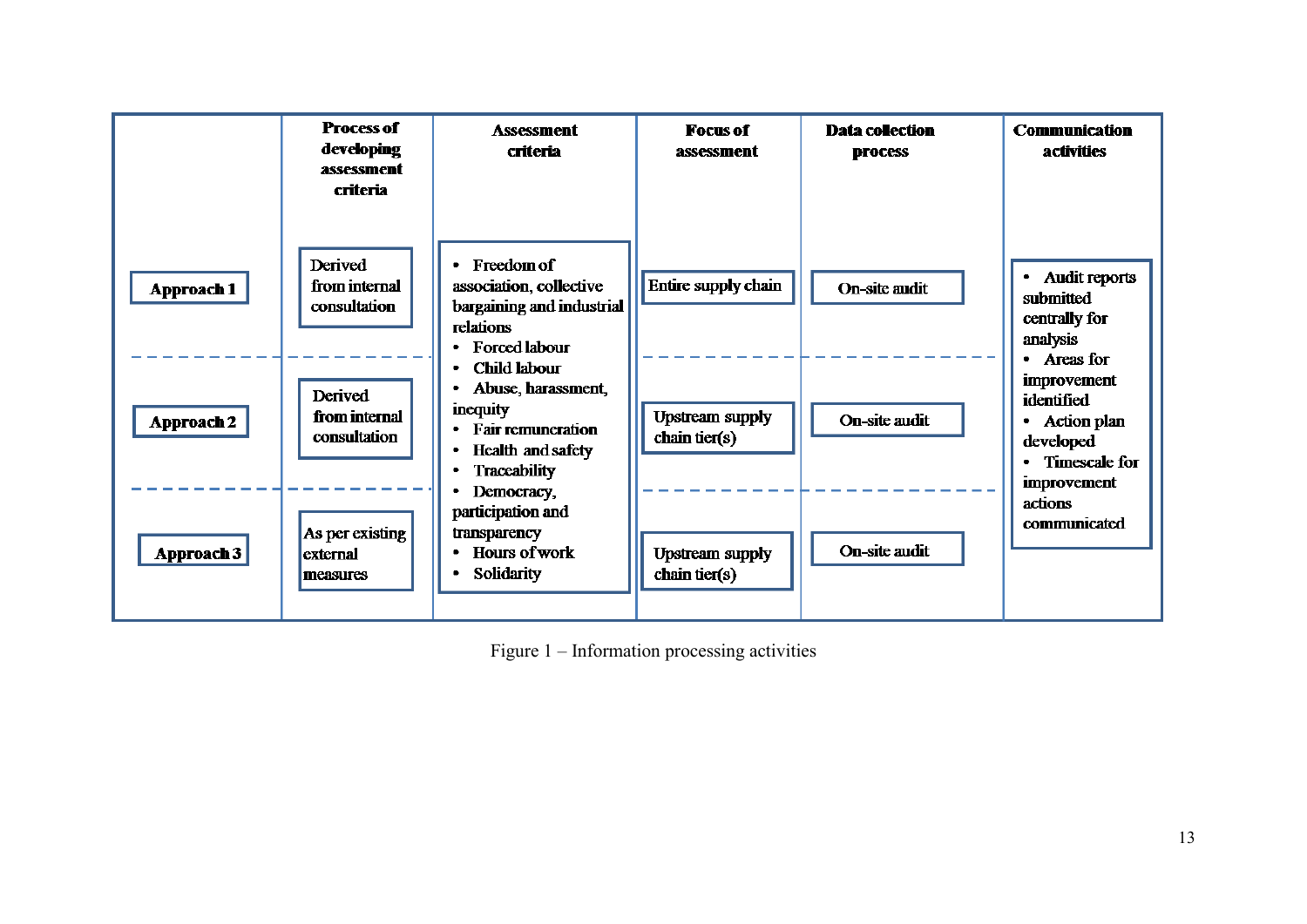| | Process of developing assessment criteria | Assessment criteria | Focus of assessment | Data collection process | Communication activities |
|---|---|---|---|---|---|
| Approach 1 | Derived from internal consultation | • Freedom of association, collective bargaining and industrial relations<br>• Forced labour<br>• Child labour<br>• Abuse, harassment, inequity<br>• Fair remuneration<br>• Health and safety<br>• Traceability<br>• Democracy, participation and transparency<br>• Hours of work<br>• Solidarity | Entire supply chain | On-site audit | • Audit reports submitted centrally for analysis<br>• Areas for improvement identified<br>• Action plan developed<br>• Timescale for improvement actions communicated |
| Approach 2 | Derived from internal consultation | | Upstream supply chain tier(s) | On-site audit | |
| Approach 3 | As per existing external measures | | Upstream supply chain tier(s) | On-site audit | |

Figure 1 – Information processing activities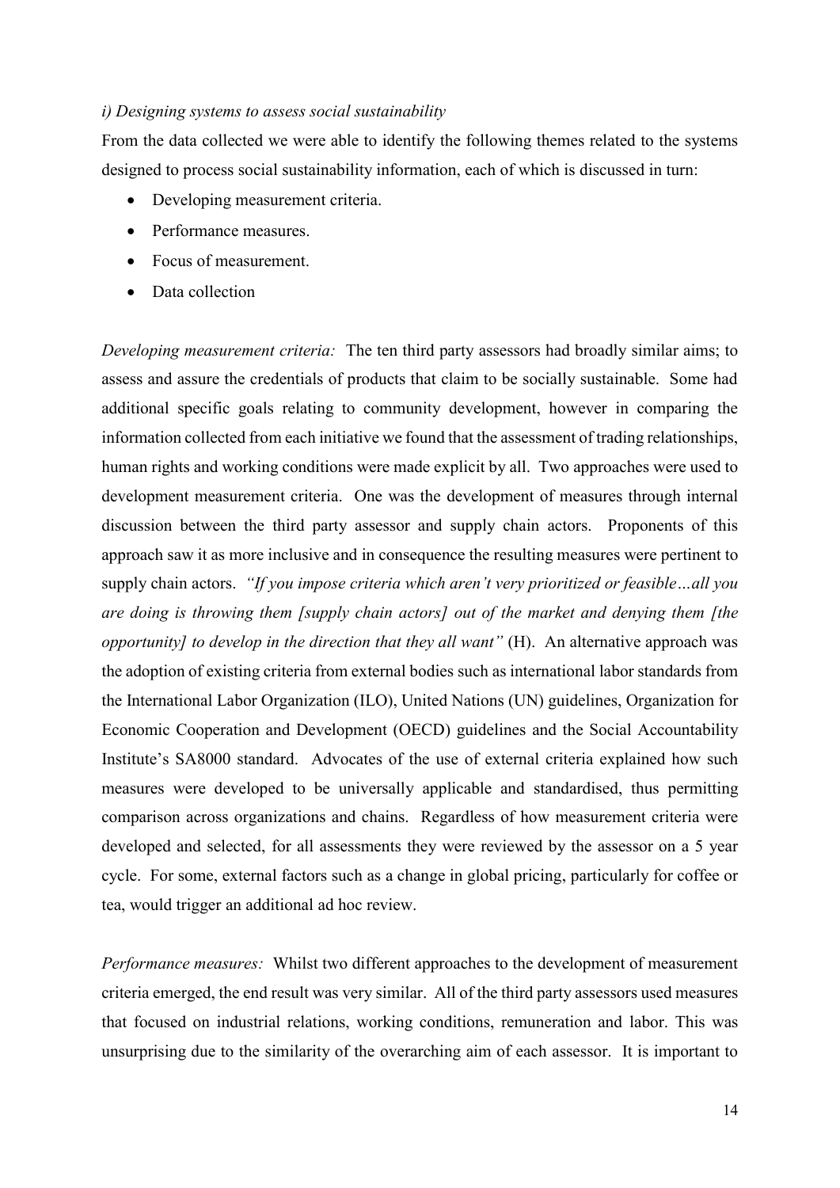*i) Designing systems to assess social sustainability*

From the data collected we were able to identify the following themes related to the systems designed to process social sustainability information, each of which is discussed in turn:

- Developing measurement criteria.
- Performance measures.
- Focus of measurement.
- Data collection

*Developing measurement criteria:* The ten third party assessors had broadly similar aims; to assess and assure the credentials of products that claim to be socially sustainable. Some had additional specific goals relating to community development, however in comparing the information collected from each initiative we found that the assessment of trading relationships, human rights and working conditions were made explicit by all. Two approaches were used to development measurement criteria. One was the development of measures through internal discussion between the third party assessor and supply chain actors. Proponents of this approach saw it as more inclusive and in consequence the resulting measures were pertinent to supply chain actors. *"If you impose criteria which aren't very prioritized or feasible…all you are doing is throwing them [supply chain actors] out of the market and denying them [the opportunity] to develop in the direction that they all want"* (H). An alternative approach was the adoption of existing criteria from external bodies such as international labor standards from the International Labor Organization (ILO), United Nations (UN) guidelines, Organization for Economic Cooperation and Development (OECD) guidelines and the Social Accountability Institute's SA8000 standard. Advocates of the use of external criteria explained how such measures were developed to be universally applicable and standardised, thus permitting comparison across organizations and chains. Regardless of how measurement criteria were developed and selected, for all assessments they were reviewed by the assessor on a 5 year cycle. For some, external factors such as a change in global pricing, particularly for coffee or tea, would trigger an additional ad hoc review.

*Performance measures:* Whilst two different approaches to the development of measurement criteria emerged, the end result was very similar. All of the third party assessors used measures that focused on industrial relations, working conditions, remuneration and labor. This was unsurprising due to the similarity of the overarching aim of each assessor. It is important to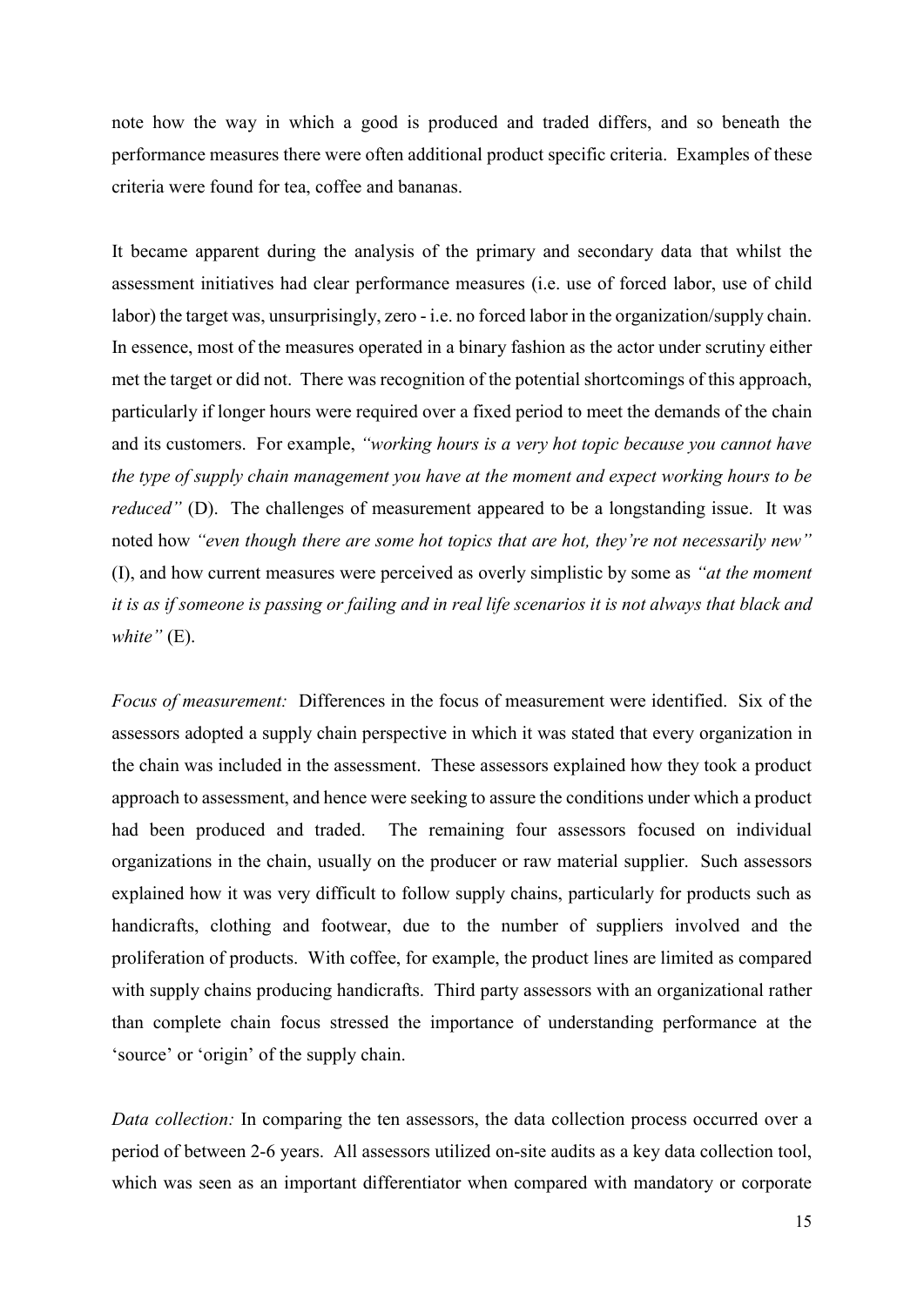note how the way in which a good is produced and traded differs, and so beneath the performance measures there were often additional product specific criteria. Examples of these criteria were found for tea, coffee and bananas.

It became apparent during the analysis of the primary and secondary data that whilst the assessment initiatives had clear performance measures (i.e. use of forced labor, use of child labor) the target was, unsurprisingly, zero - i.e. no forced labor in the organization/supply chain. In essence, most of the measures operated in a binary fashion as the actor under scrutiny either met the target or did not. There was recognition of the potential shortcomings of this approach, particularly if longer hours were required over a fixed period to meet the demands of the chain and its customers. For example, *"working hours is a very hot topic because you cannot have the type of supply chain management you have at the moment and expect working hours to be reduced"* (D). The challenges of measurement appeared to be a longstanding issue. It was noted how *"even though there are some hot topics that are hot, they're not necessarily new"* (I), and how current measures were perceived as overly simplistic by some as *"at the moment it is as if someone is passing or failing and in real life scenarios it is not always that black and white"* (E).

*Focus of measurement:* Differences in the focus of measurement were identified. Six of the assessors adopted a supply chain perspective in which it was stated that every organization in the chain was included in the assessment. These assessors explained how they took a product approach to assessment, and hence were seeking to assure the conditions under which a product had been produced and traded. The remaining four assessors focused on individual organizations in the chain, usually on the producer or raw material supplier. Such assessors explained how it was very difficult to follow supply chains, particularly for products such as handicrafts, clothing and footwear, due to the number of suppliers involved and the proliferation of products. With coffee, for example, the product lines are limited as compared with supply chains producing handicrafts. Third party assessors with an organizational rather than complete chain focus stressed the importance of understanding performance at the 'source' or 'origin' of the supply chain.

*Data collection:* In comparing the ten assessors, the data collection process occurred over a period of between 2-6 years. All assessors utilized on-site audits as a key data collection tool, which was seen as an important differentiator when compared with mandatory or corporate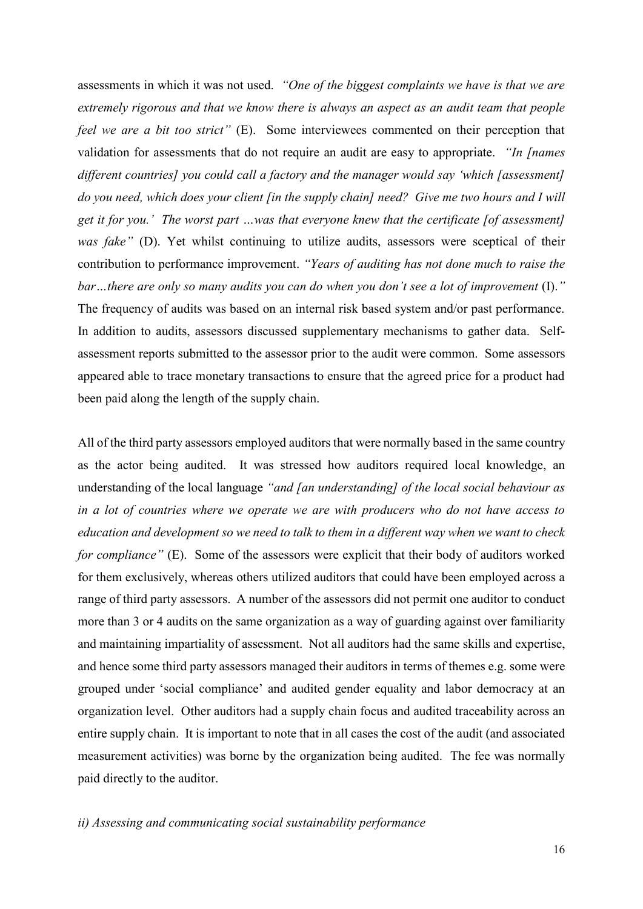assessments in which it was not used. *"One of the biggest complaints we have is that we are extremely rigorous and that we know there is always an aspect as an audit team that people feel we are a bit too strict"* (E). Some interviewees commented on their perception that validation for assessments that do not require an audit are easy to appropriate. *"In [names different countries] you could call a factory and the manager would say 'which [assessment] do you need, which does your client [in the supply chain] need? Give me two hours and I will get it for you.' The worst part …was that everyone knew that the certificate [of assessment] was fake"* (D). Yet whilst continuing to utilize audits, assessors were sceptical of their contribution to performance improvement. *"Years of auditing has not done much to raise the bar…there are only so many audits you can do when you don't see a lot of improvement* (I).*"* The frequency of audits was based on an internal risk based system and/or past performance. In addition to audits, assessors discussed supplementary mechanisms to gather data. Self-assessment reports submitted to the assessor prior to the audit were common. Some assessors appeared able to trace monetary transactions to ensure that the agreed price for a product had been paid along the length of the supply chain.

All of the third party assessors employed auditors that were normally based in the same country as the actor being audited. It was stressed how auditors required local knowledge, an understanding of the local language *"and [an understanding] of the local social behaviour as in a lot of countries where we operate we are with producers who do not have access to education and development so we need to talk to them in a different way when we want to check for compliance"* (E). Some of the assessors were explicit that their body of auditors worked for them exclusively, whereas others utilized auditors that could have been employed across a range of third party assessors. A number of the assessors did not permit one auditor to conduct more than 3 or 4 audits on the same organization as a way of guarding against over familiarity and maintaining impartiality of assessment. Not all auditors had the same skills and expertise, and hence some third party assessors managed their auditors in terms of themes e.g. some were grouped under 'social compliance' and audited gender equality and labor democracy at an organization level. Other auditors had a supply chain focus and audited traceability across an entire supply chain. It is important to note that in all cases the cost of the audit (and associated measurement activities) was borne by the organization being audited. The fee was normally paid directly to the auditor.

*ii) Assessing and communicating social sustainability performance*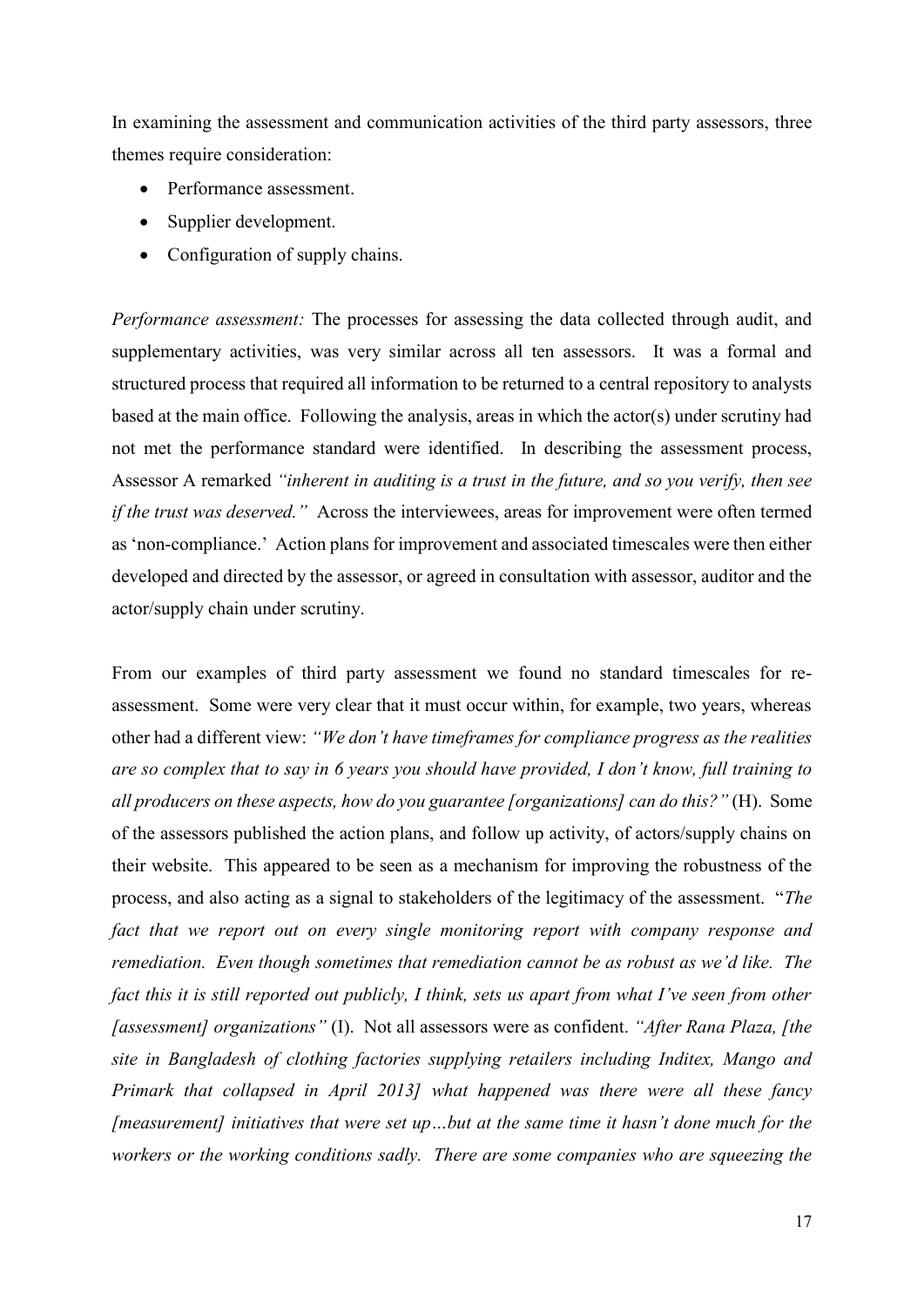In examining the assessment and communication activities of the third party assessors, three themes require consideration:

- Performance assessment.
- Supplier development.
- Configuration of supply chains.

*Performance assessment:* The processes for assessing the data collected through audit, and supplementary activities, was very similar across all ten assessors. It was a formal and structured process that required all information to be returned to a central repository to analysts based at the main office. Following the analysis, areas in which the actor(s) under scrutiny had not met the performance standard were identified. In describing the assessment process, Assessor A remarked *"inherent in auditing is a trust in the future, and so you verify, then see if the trust was deserved."* Across the interviewees, areas for improvement were often termed as 'non-compliance.' Action plans for improvement and associated timescales were then either developed and directed by the assessor, or agreed in consultation with assessor, auditor and the actor/supply chain under scrutiny.

From our examples of third party assessment we found no standard timescales for re-assessment. Some were very clear that it must occur within, for example, two years, whereas other had a different view: *"We don't have timeframes for compliance progress as the realities are so complex that to say in 6 years you should have provided, I don't know, full training to all producers on these aspects, how do you guarantee [organizations] can do this?"* (H). Some of the assessors published the action plans, and follow up activity, of actors/supply chains on their website. This appeared to be seen as a mechanism for improving the robustness of the process, and also acting as a signal to stakeholders of the legitimacy of the assessment. "*The fact that we report out on every single monitoring report with company response and remediation. Even though sometimes that remediation cannot be as robust as we'd like. The fact this it is still reported out publicly, I think, sets us apart from what I've seen from other [assessment] organizations"* (I). Not all assessors were as confident. *"After Rana Plaza, [the site in Bangladesh of clothing factories supplying retailers including Inditex, Mango and Primark that collapsed in April 2013] what happened was there were all these fancy [measurement] initiatives that were set up…but at the same time it hasn't done much for the workers or the working conditions sadly. There are some companies who are squeezing the*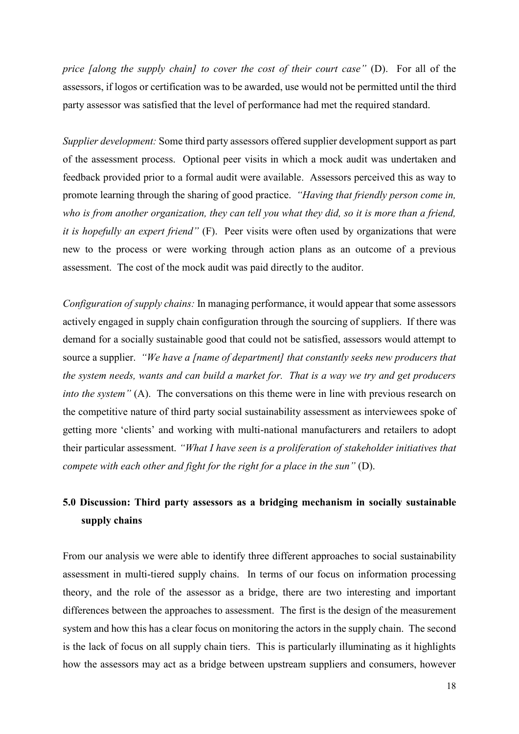*price [along the supply chain] to cover the cost of their court case"* (D). For all of the assessors, if logos or certification was to be awarded, use would not be permitted until the third party assessor was satisfied that the level of performance had met the required standard.

*Supplier development:* Some third party assessors offered supplier development support as part of the assessment process. Optional peer visits in which a mock audit was undertaken and feedback provided prior to a formal audit were available. Assessors perceived this as way to promote learning through the sharing of good practice. *"Having that friendly person come in, who is from another organization, they can tell you what they did, so it is more than a friend, it is hopefully an expert friend"* (F). Peer visits were often used by organizations that were new to the process or were working through action plans as an outcome of a previous assessment. The cost of the mock audit was paid directly to the auditor.

*Configuration of supply chains:* In managing performance, it would appear that some assessors actively engaged in supply chain configuration through the sourcing of suppliers. If there was demand for a socially sustainable good that could not be satisfied, assessors would attempt to source a supplier. *"We have a [name of department] that constantly seeks new producers that the system needs, wants and can build a market for. That is a way we try and get producers into the system"* (A). The conversations on this theme were in line with previous research on the competitive nature of third party social sustainability assessment as interviewees spoke of getting more 'clients' and working with multi-national manufacturers and retailers to adopt their particular assessment. *"What I have seen is a proliferation of stakeholder initiatives that compete with each other and fight for the right for a place in the sun"* (D).

## 5.0 Discussion: Third party assessors as a bridging mechanism in socially sustainable supply chains

From our analysis we were able to identify three different approaches to social sustainability assessment in multi-tiered supply chains. In terms of our focus on information processing theory, and the role of the assessor as a bridge, there are two interesting and important differences between the approaches to assessment. The first is the design of the measurement system and how this has a clear focus on monitoring the actors in the supply chain. The second is the lack of focus on all supply chain tiers. This is particularly illuminating as it highlights how the assessors may act as a bridge between upstream suppliers and consumers, however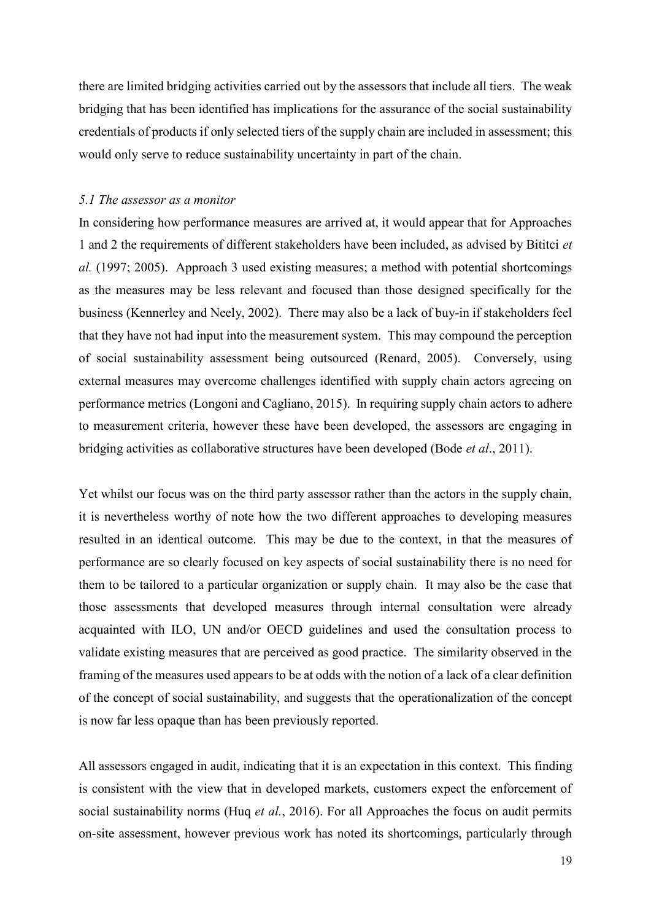there are limited bridging activities carried out by the assessors that include all tiers. The weak bridging that has been identified has implications for the assurance of the social sustainability credentials of products if only selected tiers of the supply chain are included in assessment; this would only serve to reduce sustainability uncertainty in part of the chain.

### *5.1 The assessor as a monitor*

In considering how performance measures are arrived at, it would appear that for Approaches 1 and 2 the requirements of different stakeholders have been included, as advised by Bititci *et al.* (1997; 2005). Approach 3 used existing measures; a method with potential shortcomings as the measures may be less relevant and focused than those designed specifically for the business (Kennerley and Neely, 2002). There may also be a lack of buy-in if stakeholders feel that they have not had input into the measurement system. This may compound the perception of social sustainability assessment being outsourced (Renard, 2005). Conversely, using external measures may overcome challenges identified with supply chain actors agreeing on performance metrics (Longoni and Cagliano, 2015). In requiring supply chain actors to adhere to measurement criteria, however these have been developed, the assessors are engaging in bridging activities as collaborative structures have been developed (Bode *et al*., 2011).

Yet whilst our focus was on the third party assessor rather than the actors in the supply chain, it is nevertheless worthy of note how the two different approaches to developing measures resulted in an identical outcome. This may be due to the context, in that the measures of performance are so clearly focused on key aspects of social sustainability there is no need for them to be tailored to a particular organization or supply chain. It may also be the case that those assessments that developed measures through internal consultation were already acquainted with ILO, UN and/or OECD guidelines and used the consultation process to validate existing measures that are perceived as good practice. The similarity observed in the framing of the measures used appears to be at odds with the notion of a lack of a clear definition of the concept of social sustainability, and suggests that the operationalization of the concept is now far less opaque than has been previously reported.

All assessors engaged in audit, indicating that it is an expectation in this context. This finding is consistent with the view that in developed markets, customers expect the enforcement of social sustainability norms (Huq *et al.*, 2016). For all Approaches the focus on audit permits on-site assessment, however previous work has noted its shortcomings, particularly through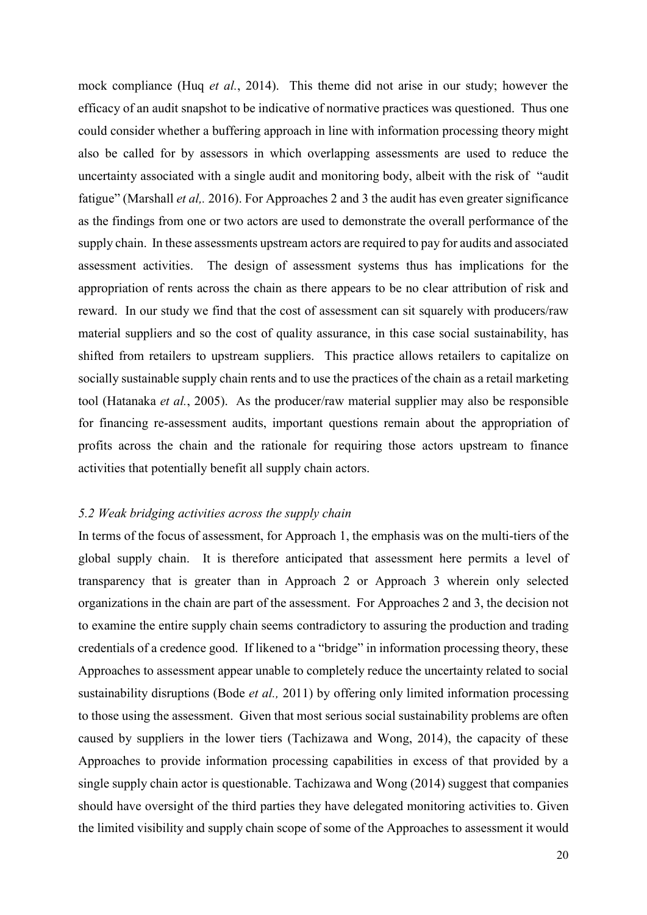mock compliance (Huq *et al.*, 2014). This theme did not arise in our study; however the efficacy of an audit snapshot to be indicative of normative practices was questioned. Thus one could consider whether a buffering approach in line with information processing theory might also be called for by assessors in which overlapping assessments are used to reduce the uncertainty associated with a single audit and monitoring body, albeit with the risk of "audit fatigue" (Marshall *et al,.* 2016). For Approaches 2 and 3 the audit has even greater significance as the findings from one or two actors are used to demonstrate the overall performance of the supply chain. In these assessments upstream actors are required to pay for audits and associated assessment activities. The design of assessment systems thus has implications for the appropriation of rents across the chain as there appears to be no clear attribution of risk and reward. In our study we find that the cost of assessment can sit squarely with producers/raw material suppliers and so the cost of quality assurance, in this case social sustainability, has shifted from retailers to upstream suppliers. This practice allows retailers to capitalize on socially sustainable supply chain rents and to use the practices of the chain as a retail marketing tool (Hatanaka *et al.*, 2005). As the producer/raw material supplier may also be responsible for financing re-assessment audits, important questions remain about the appropriation of profits across the chain and the rationale for requiring those actors upstream to finance activities that potentially benefit all supply chain actors.

### *5.2 Weak bridging activities across the supply chain*

In terms of the focus of assessment, for Approach 1, the emphasis was on the multi-tiers of the global supply chain. It is therefore anticipated that assessment here permits a level of transparency that is greater than in Approach 2 or Approach 3 wherein only selected organizations in the chain are part of the assessment. For Approaches 2 and 3, the decision not to examine the entire supply chain seems contradictory to assuring the production and trading credentials of a credence good. If likened to a "bridge" in information processing theory, these Approaches to assessment appear unable to completely reduce the uncertainty related to social sustainability disruptions (Bode *et al.,* 2011) by offering only limited information processing to those using the assessment. Given that most serious social sustainability problems are often caused by suppliers in the lower tiers (Tachizawa and Wong, 2014), the capacity of these Approaches to provide information processing capabilities in excess of that provided by a single supply chain actor is questionable. Tachizawa and Wong (2014) suggest that companies should have oversight of the third parties they have delegated monitoring activities to. Given the limited visibility and supply chain scope of some of the Approaches to assessment it would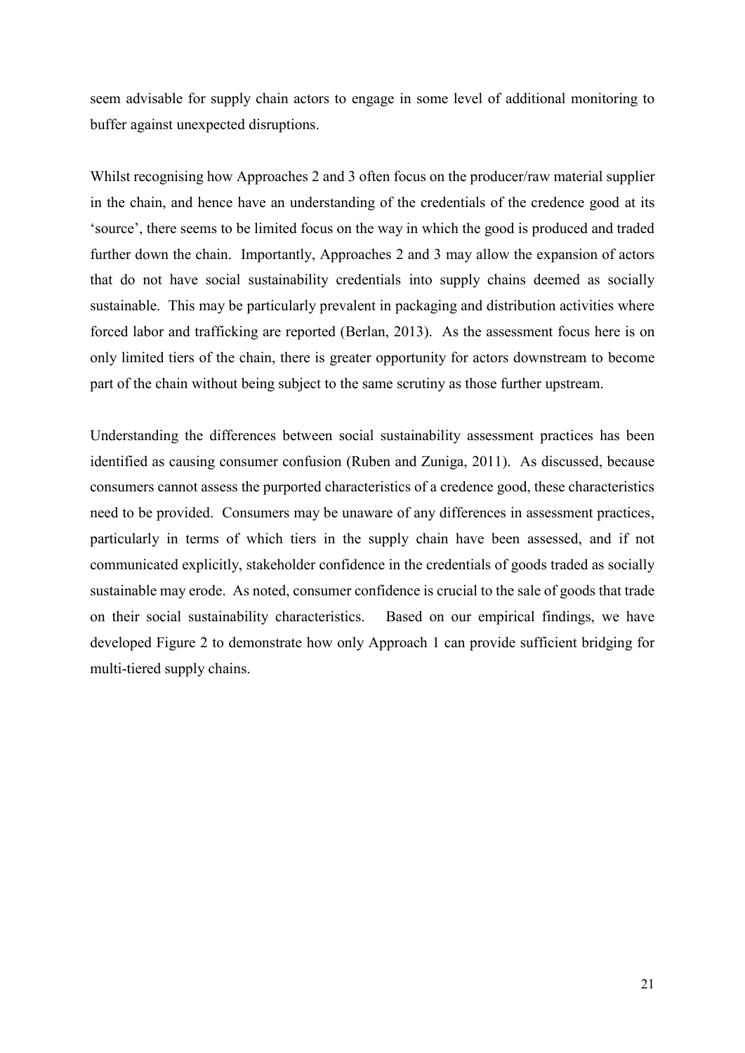seem advisable for supply chain actors to engage in some level of additional monitoring to buffer against unexpected disruptions.

Whilst recognising how Approaches 2 and 3 often focus on the producer/raw material supplier in the chain, and hence have an understanding of the credentials of the credence good at its 'source', there seems to be limited focus on the way in which the good is produced and traded further down the chain. Importantly, Approaches 2 and 3 may allow the expansion of actors that do not have social sustainability credentials into supply chains deemed as socially sustainable. This may be particularly prevalent in packaging and distribution activities where forced labor and trafficking are reported (Berlan, 2013). As the assessment focus here is on only limited tiers of the chain, there is greater opportunity for actors downstream to become part of the chain without being subject to the same scrutiny as those further upstream.

Understanding the differences between social sustainability assessment practices has been identified as causing consumer confusion (Ruben and Zuniga, 2011). As discussed, because consumers cannot assess the purported characteristics of a credence good, these characteristics need to be provided. Consumers may be unaware of any differences in assessment practices, particularly in terms of which tiers in the supply chain have been assessed, and if not communicated explicitly, stakeholder confidence in the credentials of goods traded as socially sustainable may erode. As noted, consumer confidence is crucial to the sale of goods that trade on their social sustainability characteristics. Based on our empirical findings, we have developed Figure 2 to demonstrate how only Approach 1 can provide sufficient bridging for multi-tiered supply chains.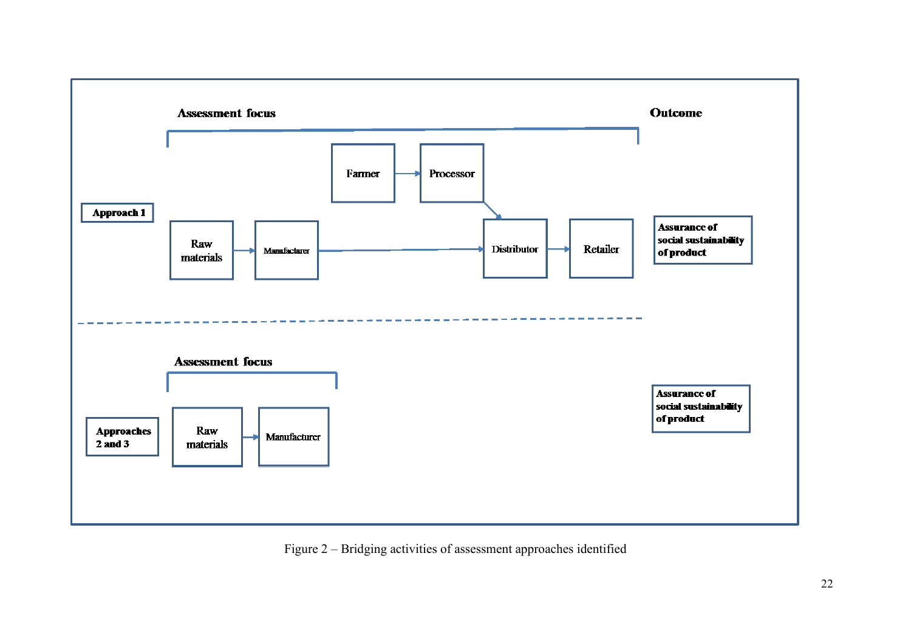**Assessment focus** | **Outcome**

**Approach 1**

Farmer → Processor → Distributor

Raw materials → Manufacturer → Distributor → Retailer

**Assurance of social sustainability of product**

---

**Assessment focus**

**Approaches 2 and 3**

Raw materials → Manufacturer

**Assurance of social sustainability of product**

Figure 2 – Bridging activities of assessment approaches identified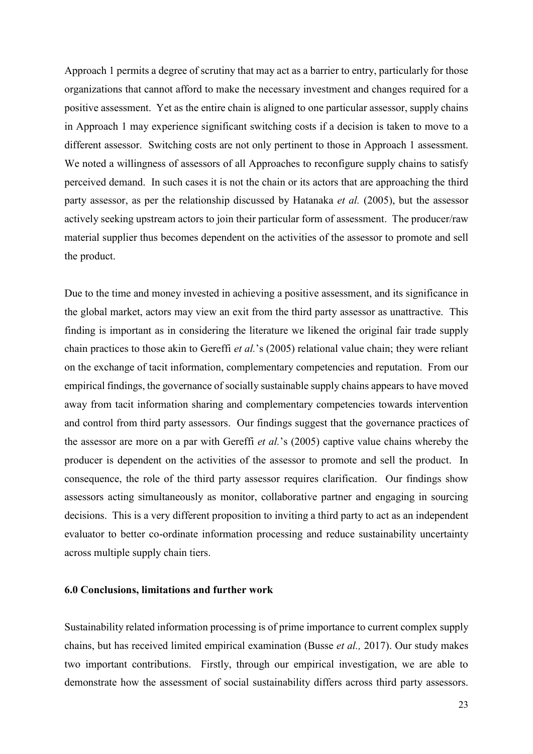Approach 1 permits a degree of scrutiny that may act as a barrier to entry, particularly for those organizations that cannot afford to make the necessary investment and changes required for a positive assessment. Yet as the entire chain is aligned to one particular assessor, supply chains in Approach 1 may experience significant switching costs if a decision is taken to move to a different assessor. Switching costs are not only pertinent to those in Approach 1 assessment. We noted a willingness of assessors of all Approaches to reconfigure supply chains to satisfy perceived demand. In such cases it is not the chain or its actors that are approaching the third party assessor, as per the relationship discussed by Hatanaka *et al.* (2005), but the assessor actively seeking upstream actors to join their particular form of assessment. The producer/raw material supplier thus becomes dependent on the activities of the assessor to promote and sell the product.

Due to the time and money invested in achieving a positive assessment, and its significance in the global market, actors may view an exit from the third party assessor as unattractive. This finding is important as in considering the literature we likened the original fair trade supply chain practices to those akin to Gereffi *et al.*'s (2005) relational value chain; they were reliant on the exchange of tacit information, complementary competencies and reputation. From our empirical findings, the governance of socially sustainable supply chains appears to have moved away from tacit information sharing and complementary competencies towards intervention and control from third party assessors. Our findings suggest that the governance practices of the assessor are more on a par with Gereffi *et al.*'s (2005) captive value chains whereby the producer is dependent on the activities of the assessor to promote and sell the product. In consequence, the role of the third party assessor requires clarification. Our findings show assessors acting simultaneously as monitor, collaborative partner and engaging in sourcing decisions. This is a very different proposition to inviting a third party to act as an independent evaluator to better co-ordinate information processing and reduce sustainability uncertainty across multiple supply chain tiers.

## 6.0 Conclusions, limitations and further work

Sustainability related information processing is of prime importance to current complex supply chains, but has received limited empirical examination (Busse *et al.,* 2017). Our study makes two important contributions. Firstly, through our empirical investigation, we are able to demonstrate how the assessment of social sustainability differs across third party assessors.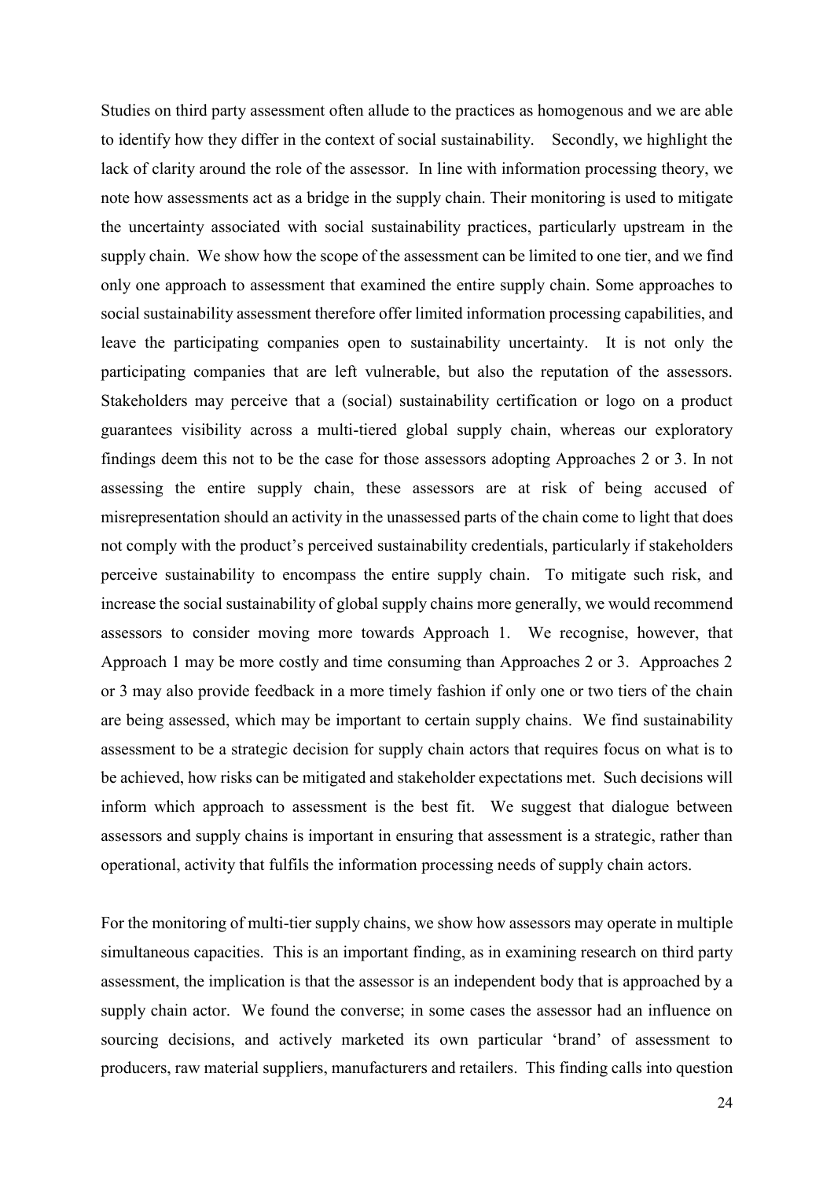Studies on third party assessment often allude to the practices as homogenous and we are able to identify how they differ in the context of social sustainability. Secondly, we highlight the lack of clarity around the role of the assessor. In line with information processing theory, we note how assessments act as a bridge in the supply chain. Their monitoring is used to mitigate the uncertainty associated with social sustainability practices, particularly upstream in the supply chain. We show how the scope of the assessment can be limited to one tier, and we find only one approach to assessment that examined the entire supply chain. Some approaches to social sustainability assessment therefore offer limited information processing capabilities, and leave the participating companies open to sustainability uncertainty. It is not only the participating companies that are left vulnerable, but also the reputation of the assessors. Stakeholders may perceive that a (social) sustainability certification or logo on a product guarantees visibility across a multi-tiered global supply chain, whereas our exploratory findings deem this not to be the case for those assessors adopting Approaches 2 or 3. In not assessing the entire supply chain, these assessors are at risk of being accused of misrepresentation should an activity in the unassessed parts of the chain come to light that does not comply with the product's perceived sustainability credentials, particularly if stakeholders perceive sustainability to encompass the entire supply chain. To mitigate such risk, and increase the social sustainability of global supply chains more generally, we would recommend assessors to consider moving more towards Approach 1. We recognise, however, that Approach 1 may be more costly and time consuming than Approaches 2 or 3. Approaches 2 or 3 may also provide feedback in a more timely fashion if only one or two tiers of the chain are being assessed, which may be important to certain supply chains. We find sustainability assessment to be a strategic decision for supply chain actors that requires focus on what is to be achieved, how risks can be mitigated and stakeholder expectations met. Such decisions will inform which approach to assessment is the best fit. We suggest that dialogue between assessors and supply chains is important in ensuring that assessment is a strategic, rather than operational, activity that fulfils the information processing needs of supply chain actors.

For the monitoring of multi-tier supply chains, we show how assessors may operate in multiple simultaneous capacities. This is an important finding, as in examining research on third party assessment, the implication is that the assessor is an independent body that is approached by a supply chain actor. We found the converse; in some cases the assessor had an influence on sourcing decisions, and actively marketed its own particular 'brand' of assessment to producers, raw material suppliers, manufacturers and retailers. This finding calls into question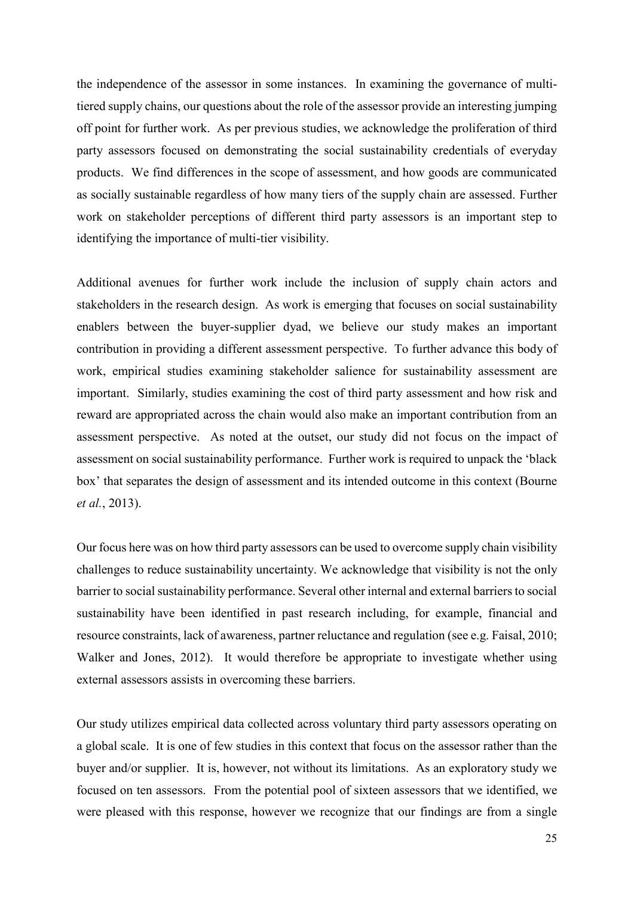the independence of the assessor in some instances. In examining the governance of multi-tiered supply chains, our questions about the role of the assessor provide an interesting jumping off point for further work. As per previous studies, we acknowledge the proliferation of third party assessors focused on demonstrating the social sustainability credentials of everyday products. We find differences in the scope of assessment, and how goods are communicated as socially sustainable regardless of how many tiers of the supply chain are assessed. Further work on stakeholder perceptions of different third party assessors is an important step to identifying the importance of multi-tier visibility.

Additional avenues for further work include the inclusion of supply chain actors and stakeholders in the research design. As work is emerging that focuses on social sustainability enablers between the buyer-supplier dyad, we believe our study makes an important contribution in providing a different assessment perspective. To further advance this body of work, empirical studies examining stakeholder salience for sustainability assessment are important. Similarly, studies examining the cost of third party assessment and how risk and reward are appropriated across the chain would also make an important contribution from an assessment perspective. As noted at the outset, our study did not focus on the impact of assessment on social sustainability performance. Further work is required to unpack the 'black box' that separates the design of assessment and its intended outcome in this context (Bourne *et al.*, 2013).

Our focus here was on how third party assessors can be used to overcome supply chain visibility challenges to reduce sustainability uncertainty. We acknowledge that visibility is not the only barrier to social sustainability performance. Several other internal and external barriers to social sustainability have been identified in past research including, for example, financial and resource constraints, lack of awareness, partner reluctance and regulation (see e.g. Faisal, 2010; Walker and Jones, 2012). It would therefore be appropriate to investigate whether using external assessors assists in overcoming these barriers.

Our study utilizes empirical data collected across voluntary third party assessors operating on a global scale. It is one of few studies in this context that focus on the assessor rather than the buyer and/or supplier. It is, however, not without its limitations. As an exploratory study we focused on ten assessors. From the potential pool of sixteen assessors that we identified, we were pleased with this response, however we recognize that our findings are from a single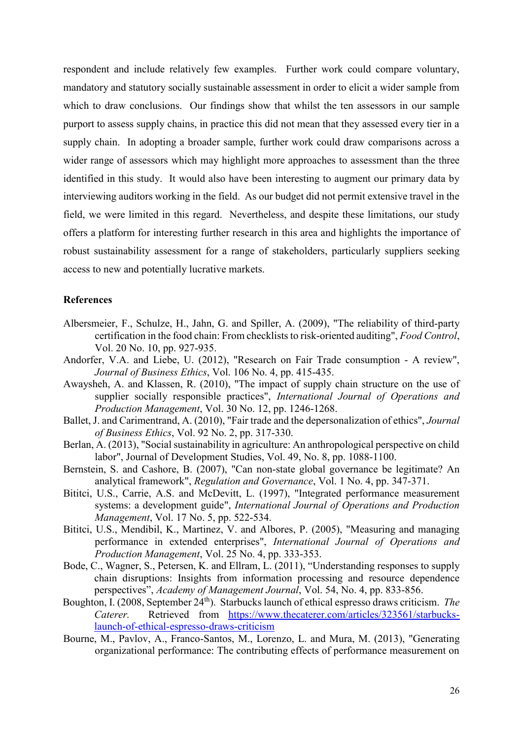respondent and include relatively few examples. Further work could compare voluntary, mandatory and statutory socially sustainable assessment in order to elicit a wider sample from which to draw conclusions. Our findings show that whilst the ten assessors in our sample purport to assess supply chains, in practice this did not mean that they assessed every tier in a supply chain. In adopting a broader sample, further work could draw comparisons across a wider range of assessors which may highlight more approaches to assessment than the three identified in this study. It would also have been interesting to augment our primary data by interviewing auditors working in the field. As our budget did not permit extensive travel in the field, we were limited in this regard. Nevertheless, and despite these limitations, our study offers a platform for interesting further research in this area and highlights the importance of robust sustainability assessment for a range of stakeholders, particularly suppliers seeking access to new and potentially lucrative markets.

**References**

Albersmeier, F., Schulze, H., Jahn, G. and Spiller, A. (2009), "The reliability of third-party certification in the food chain: From checklists to risk-oriented auditing", *Food Control*, Vol. 20 No. 10, pp. 927-935.

Andorfer, V.A. and Liebe, U. (2012), "Research on Fair Trade consumption - A review", *Journal of Business Ethics*, Vol. 106 No. 4, pp. 415-435.

Awaysheh, A. and Klassen, R. (2010), "The impact of supply chain structure on the use of supplier socially responsible practices", *International Journal of Operations and Production Management*, Vol. 30 No. 12, pp. 1246-1268.

Ballet, J. and Carimentrand, A. (2010), "Fair trade and the depersonalization of ethics", *Journal of Business Ethics*, Vol. 92 No. 2, pp. 317-330.

Berlan, A. (2013), "Social sustainability in agriculture: An anthropological perspective on child labor", Journal of Development Studies, Vol. 49, No. 8, pp. 1088-1100.

Bernstein, S. and Cashore, B. (2007), "Can non-state global governance be legitimate? An analytical framework", *Regulation and Governance*, Vol. 1 No. 4, pp. 347-371.

Bititci, U.S., Carrie, A.S. and McDevitt, L. (1997), "Integrated performance measurement systems: a development guide", *International Journal of Operations and Production Management*, Vol. 17 No. 5, pp. 522-534.

Bititci, U.S., Mendibil, K., Martinez, V. and Albores, P. (2005), "Measuring and managing performance in extended enterprises", *International Journal of Operations and Production Management*, Vol. 25 No. 4, pp. 333-353.

Bode, C., Wagner, S., Petersen, K. and Ellram, L. (2011), "Understanding responses to supply chain disruptions: Insights from information processing and resource dependence perspectives", *Academy of Management Journal*, Vol. 54, No. 4, pp. 833-856.

Boughton, I. (2008, September 24th). Starbucks launch of ethical espresso draws criticism. *The Caterer.* Retrieved from https://www.thecaterer.com/articles/323561/starbucks-launch-of-ethical-espresso-draws-criticism

Bourne, M., Pavlov, A., Franco-Santos, M., Lorenzo, L. and Mura, M. (2013), "Generating organizational performance: The contributing effects of performance measurement on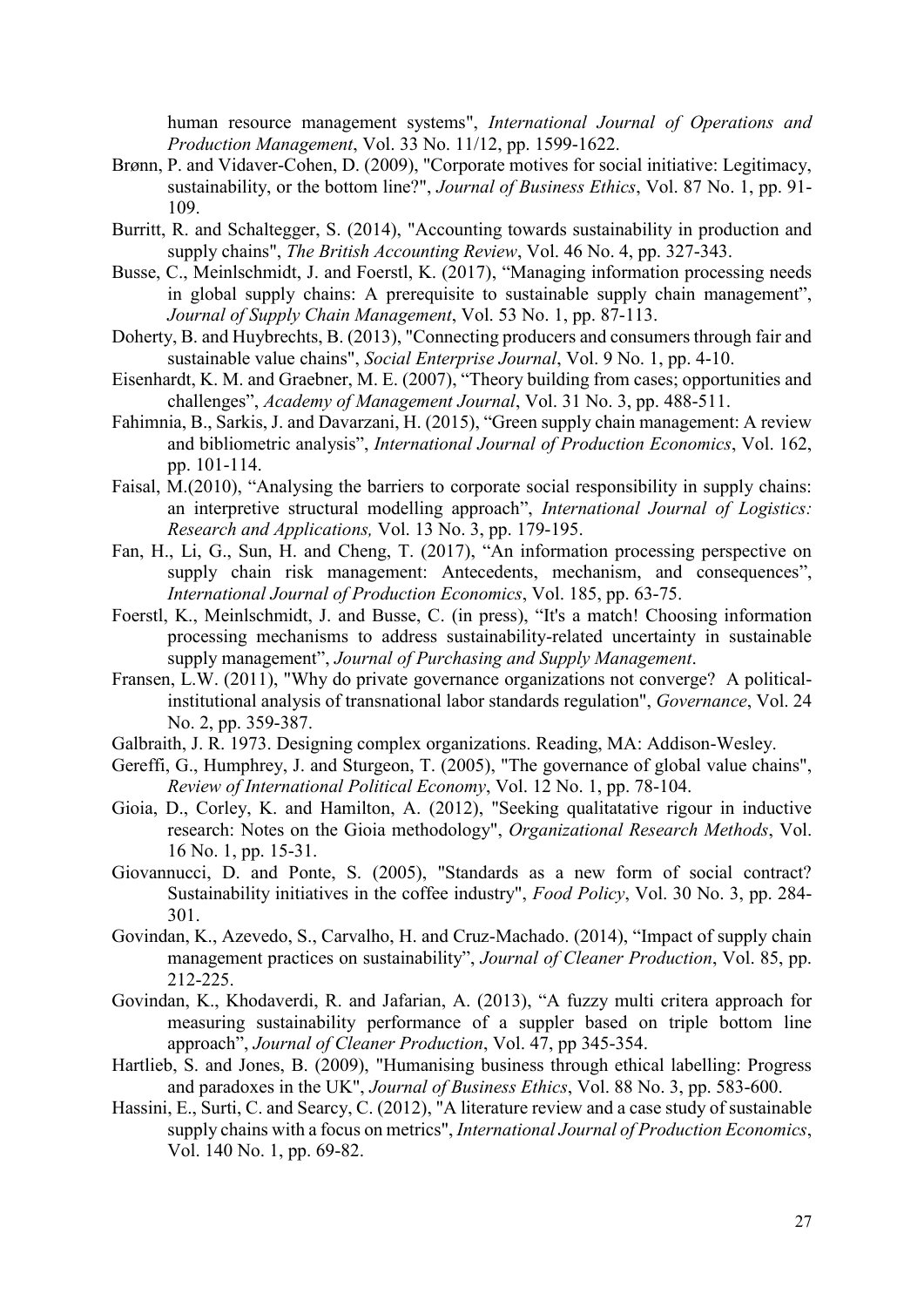human resource management systems", *International Journal of Operations and Production Management*, Vol. 33 No. 11/12, pp. 1599-1622.

Brønn, P. and Vidaver-Cohen, D. (2009), "Corporate motives for social initiative: Legitimacy, sustainability, or the bottom line?", *Journal of Business Ethics*, Vol. 87 No. 1, pp. 91-109.

Burritt, R. and Schaltegger, S. (2014), "Accounting towards sustainability in production and supply chains", *The British Accounting Review*, Vol. 46 No. 4, pp. 327-343.

Busse, C., Meinlschmidt, J. and Foerstl, K. (2017), "Managing information processing needs in global supply chains: A prerequisite to sustainable supply chain management", *Journal of Supply Chain Management*, Vol. 53 No. 1, pp. 87-113.

Doherty, B. and Huybrechts, B. (2013), "Connecting producers and consumers through fair and sustainable value chains", *Social Enterprise Journal*, Vol. 9 No. 1, pp. 4-10.

Eisenhardt, K. M. and Graebner, M. E. (2007), "Theory building from cases; opportunities and challenges", *Academy of Management Journal*, Vol. 31 No. 3, pp. 488-511.

Fahimnia, B., Sarkis, J. and Davarzani, H. (2015), "Green supply chain management: A review and bibliometric analysis", *International Journal of Production Economics*, Vol. 162, pp. 101-114.

Faisal, M.(2010), "Analysing the barriers to corporate social responsibility in supply chains: an interpretive structural modelling approach", *International Journal of Logistics: Research and Applications,* Vol. 13 No. 3, pp. 179-195.

Fan, H., Li, G., Sun, H. and Cheng, T. (2017), "An information processing perspective on supply chain risk management: Antecedents, mechanism, and consequences", *International Journal of Production Economics*, Vol. 185, pp. 63-75.

Foerstl, K., Meinlschmidt, J. and Busse, C. (in press), "It's a match! Choosing information processing mechanisms to address sustainability-related uncertainty in sustainable supply management", *Journal of Purchasing and Supply Management*.

Fransen, L.W. (2011), "Why do private governance organizations not converge? A political-institutional analysis of transnational labor standards regulation", *Governance*, Vol. 24 No. 2, pp. 359-387.

Galbraith, J. R. 1973. Designing complex organizations. Reading, MA: Addison-Wesley.

Gereffi, G., Humphrey, J. and Sturgeon, T. (2005), "The governance of global value chains", *Review of International Political Economy*, Vol. 12 No. 1, pp. 78-104.

Gioia, D., Corley, K. and Hamilton, A. (2012), "Seeking qualitatative rigour in inductive research: Notes on the Gioia methodology", *Organizational Research Methods*, Vol. 16 No. 1, pp. 15-31.

Giovannucci, D. and Ponte, S. (2005), "Standards as a new form of social contract? Sustainability initiatives in the coffee industry", *Food Policy*, Vol. 30 No. 3, pp. 284-301.

Govindan, K., Azevedo, S., Carvalho, H. and Cruz-Machado. (2014), "Impact of supply chain management practices on sustainability", *Journal of Cleaner Production*, Vol. 85, pp. 212-225.

Govindan, K., Khodaverdi, R. and Jafarian, A. (2013), "A fuzzy multi critera approach for measuring sustainability performance of a suppler based on triple bottom line approach", *Journal of Cleaner Production*, Vol. 47, pp 345-354.

Hartlieb, S. and Jones, B. (2009), "Humanising business through ethical labelling: Progress and paradoxes in the UK", *Journal of Business Ethics*, Vol. 88 No. 3, pp. 583-600.

Hassini, E., Surti, C. and Searcy, C. (2012), "A literature review and a case study of sustainable supply chains with a focus on metrics", *International Journal of Production Economics*, Vol. 140 No. 1, pp. 69-82.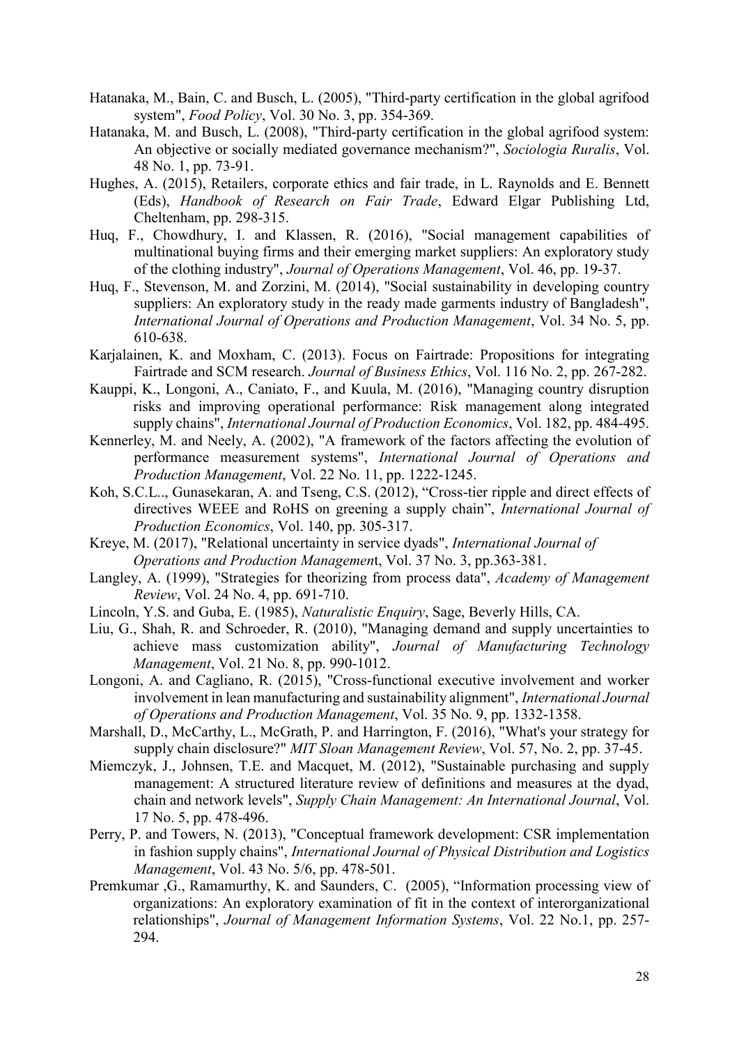Hatanaka, M., Bain, C. and Busch, L. (2005), "Third-party certification in the global agrifood system", *Food Policy*, Vol. 30 No. 3, pp. 354-369.

Hatanaka, M. and Busch, L. (2008), "Third-party certification in the global agrifood system: An objective or socially mediated governance mechanism?", *Sociologia Ruralis*, Vol. 48 No. 1, pp. 73-91.

Hughes, A. (2015), Retailers, corporate ethics and fair trade, in L. Raynolds and E. Bennett (Eds), *Handbook of Research on Fair Trade*, Edward Elgar Publishing Ltd, Cheltenham, pp. 298-315.

Huq, F., Chowdhury, I. and Klassen, R. (2016), "Social management capabilities of multinational buying firms and their emerging market suppliers: An exploratory study of the clothing industry", *Journal of Operations Management*, Vol. 46, pp. 19-37.

Huq, F., Stevenson, M. and Zorzini, M. (2014), "Social sustainability in developing country suppliers: An exploratory study in the ready made garments industry of Bangladesh", *International Journal of Operations and Production Management*, Vol. 34 No. 5, pp. 610-638.

Karjalainen, K. and Moxham, C. (2013). Focus on Fairtrade: Propositions for integrating Fairtrade and SCM research. *Journal of Business Ethics*, Vol. 116 No. 2, pp. 267-282.

Kauppi, K., Longoni, A., Caniato, F., and Kuula, M. (2016), "Managing country disruption risks and improving operational performance: Risk management along integrated supply chains", *International Journal of Production Economics*, Vol. 182, pp. 484-495.

Kennerley, M. and Neely, A. (2002), "A framework of the factors affecting the evolution of performance measurement systems", *International Journal of Operations and Production Management*, Vol. 22 No. 11, pp. 1222-1245.

Koh, S.C.L.., Gunasekaran, A. and Tseng, C.S. (2012), "Cross-tier ripple and direct effects of directives WEEE and RoHS on greening a supply chain", *International Journal of Production Economics*, Vol. 140, pp. 305-317.

Kreye, M. (2017), "Relational uncertainty in service dyads", *International Journal of Operations and Production Management*, Vol. 37 No. 3, pp.363-381.

Langley, A. (1999), "Strategies for theorizing from process data", *Academy of Management Review*, Vol. 24 No. 4, pp. 691-710.

Lincoln, Y.S. and Guba, E. (1985), *Naturalistic Enquiry*, Sage, Beverly Hills, CA.

Liu, G., Shah, R. and Schroeder, R. (2010), "Managing demand and supply uncertainties to achieve mass customization ability", *Journal of Manufacturing Technology Management*, Vol. 21 No. 8, pp. 990-1012.

Longoni, A. and Cagliano, R. (2015), "Cross-functional executive involvement and worker involvement in lean manufacturing and sustainability alignment", *International Journal of Operations and Production Management*, Vol. 35 No. 9, pp. 1332-1358.

Marshall, D., McCarthy, L., McGrath, P. and Harrington, F. (2016), "What's your strategy for supply chain disclosure?" *MIT Sloan Management Review*, Vol. 57, No. 2, pp. 37-45.

Miemczyk, J., Johnsen, T.E. and Macquet, M. (2012), "Sustainable purchasing and supply management: A structured literature review of definitions and measures at the dyad, chain and network levels", *Supply Chain Management: An International Journal*, Vol. 17 No. 5, pp. 478-496.

Perry, P. and Towers, N. (2013), "Conceptual framework development: CSR implementation in fashion supply chains", *International Journal of Physical Distribution and Logistics Management*, Vol. 43 No. 5/6, pp. 478-501.

Premkumar ,G., Ramamurthy, K. and Saunders, C. (2005), "Information processing view of organizations: An exploratory examination of fit in the context of interorganizational relationships", *Journal of Management Information Systems*, Vol. 22 No.1, pp. 257-294.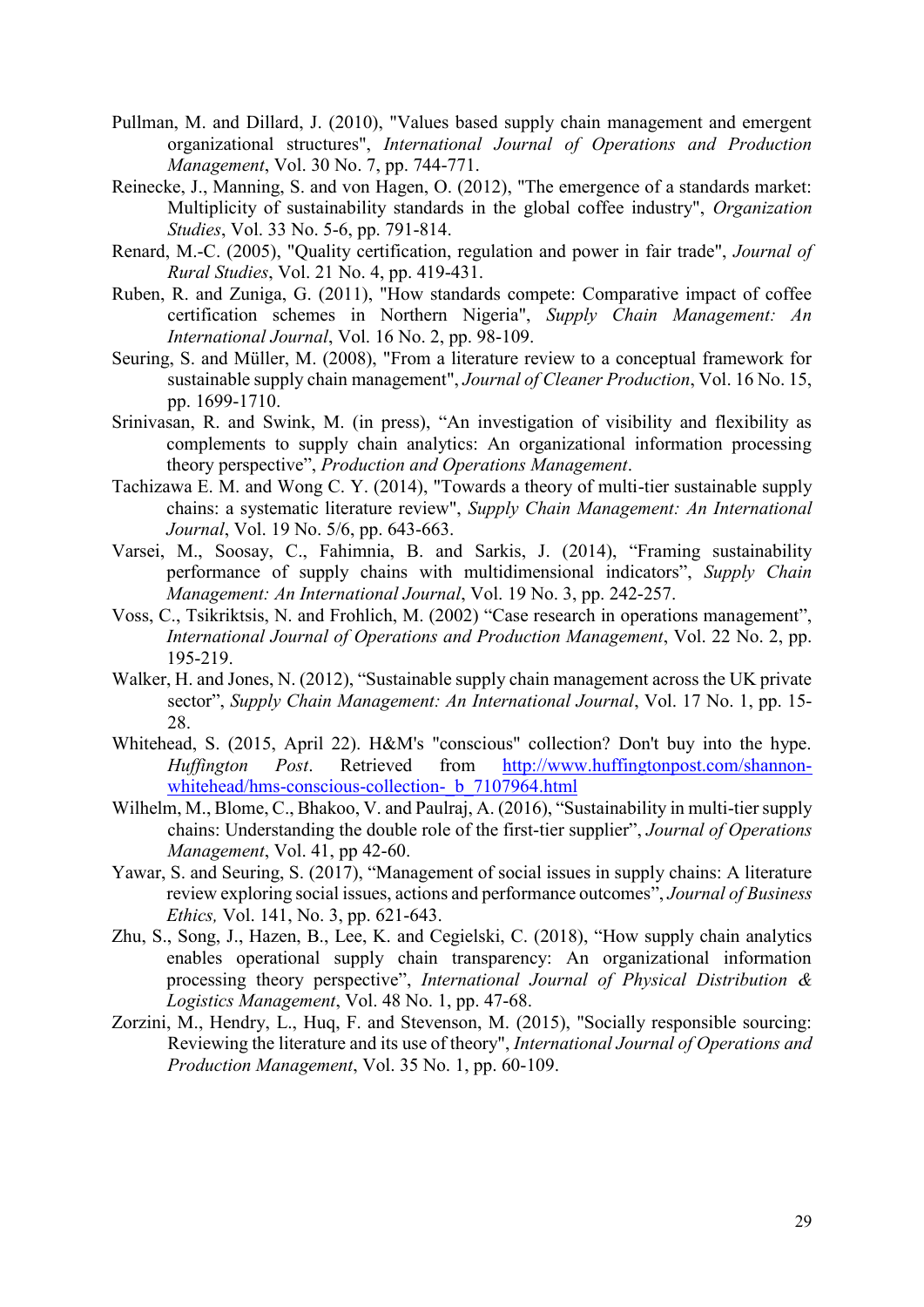Pullman, M. and Dillard, J. (2010), "Values based supply chain management and emergent organizational structures", *International Journal of Operations and Production Management*, Vol. 30 No. 7, pp. 744-771.

Reinecke, J., Manning, S. and von Hagen, O. (2012), "The emergence of a standards market: Multiplicity of sustainability standards in the global coffee industry", *Organization Studies*, Vol. 33 No. 5-6, pp. 791-814.

Renard, M.-C. (2005), "Quality certification, regulation and power in fair trade", *Journal of Rural Studies*, Vol. 21 No. 4, pp. 419-431.

Ruben, R. and Zuniga, G. (2011), "How standards compete: Comparative impact of coffee certification schemes in Northern Nigeria", *Supply Chain Management: An International Journal*, Vol. 16 No. 2, pp. 98-109.

Seuring, S. and Müller, M. (2008), "From a literature review to a conceptual framework for sustainable supply chain management", *Journal of Cleaner Production*, Vol. 16 No. 15, pp. 1699-1710.

Srinivasan, R. and Swink, M. (in press), "An investigation of visibility and flexibility as complements to supply chain analytics: An organizational information processing theory perspective", *Production and Operations Management*.

Tachizawa E. M. and Wong C. Y. (2014), "Towards a theory of multi-tier sustainable supply chains: a systematic literature review", *Supply Chain Management: An International Journal*, Vol. 19 No. 5/6, pp. 643-663.

Varsei, M., Soosay, C., Fahimnia, B. and Sarkis, J. (2014), "Framing sustainability performance of supply chains with multidimensional indicators", *Supply Chain Management: An International Journal*, Vol. 19 No. 3, pp. 242-257.

Voss, C., Tsikriktsis, N. and Frohlich, M. (2002) "Case research in operations management", *International Journal of Operations and Production Management*, Vol. 22 No. 2, pp. 195-219.

Walker, H. and Jones, N. (2012), "Sustainable supply chain management across the UK private sector", *Supply Chain Management: An International Journal*, Vol. 17 No. 1, pp. 15-28.

Whitehead, S. (2015, April 22). H&M's "conscious" collection? Don't buy into the hype. *Huffington Post*. Retrieved from http://www.huffingtonpost.com/shannon-whitehead/hms-conscious-collection-_b_7107964.html

Wilhelm, M., Blome, C., Bhakoo, V. and Paulraj, A. (2016), "Sustainability in multi-tier supply chains: Understanding the double role of the first-tier supplier", *Journal of Operations Management*, Vol. 41, pp 42-60.

Yawar, S. and Seuring, S. (2017), "Management of social issues in supply chains: A literature review exploring social issues, actions and performance outcomes", *Journal of Business Ethics,* Vol. 141, No. 3, pp. 621-643.

Zhu, S., Song, J., Hazen, B., Lee, K. and Cegielski, C. (2018), "How supply chain analytics enables operational supply chain transparency: An organizational information processing theory perspective", *International Journal of Physical Distribution & Logistics Management*, Vol. 48 No. 1, pp. 47-68.

Zorzini, M., Hendry, L., Huq, F. and Stevenson, M. (2015), "Socially responsible sourcing: Reviewing the literature and its use of theory", *International Journal of Operations and Production Management*, Vol. 35 No. 1, pp. 60-109.